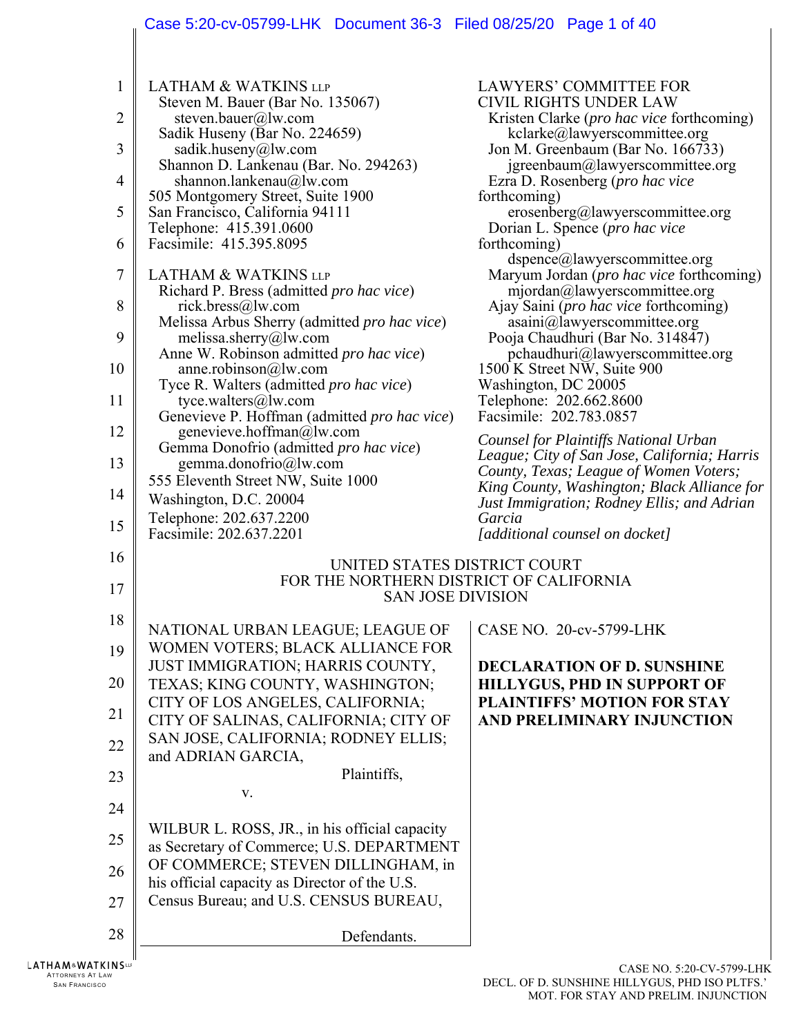LATHAM & WATKINS LLP
Steven M. Bauer (Bar No. 135067)
steven.bauer@lw.com
Sadik Huseny (Bar No. 224659)
sadik.huseny@lw.com
Shannon D. Lankenau (Bar. No. 294263)
shannon.lankenau@lw.com
505 Montgomery Street, Suite 1900
San Francisco, California 94111
Telephone: 415.391.0600
Facsimile: 415.395.8095

LATHAM & WATKINS LLP
Richard P. Bress (admitted *pro hac vice*)
rick.bress@lw.com
Melissa Arbus Sherry (admitted *pro hac vice*)
melissa.sherry@lw.com
Anne W. Robinson admitted *pro hac vice*)
anne.robinson@lw.com
Tyce R. Walters (admitted *pro hac vice*)
tyce.walters@lw.com
Genevieve P. Hoffman (admitted *pro hac vice*)
genevieve.hoffman@lw.com
Gemma Donofrio (admitted *pro hac vice*)
gemma.donofrio@lw.com
555 Eleventh Street NW, Suite 1000
Washington, D.C. 20004
Telephone: 202.637.2200
Facsimile: 202.637.2201

LAWYERS' COMMITTEE FOR CIVIL RIGHTS UNDER LAW
Kristen Clarke (*pro hac vice* forthcoming)
kclarke@lawyerscommittee.org
Jon M. Greenbaum (Bar No. 166733)
jgreenbaum@lawyerscommittee.org
Ezra D. Rosenberg (*pro hac vice* forthcoming)
erosenberg@lawyerscommittee.org
Dorian L. Spence (*pro hac vice* forthcoming)
dspence@lawyerscommittee.org
Maryum Jordan (*pro hac vice* forthcoming)
mjordan@lawyerscommittee.org
Ajay Saini (*pro hac vice* forthcoming)
asaini@lawyerscommittee.org
Pooja Chaudhuri (Bar No. 314847)
pchaudhuri@lawyerscommittee.org
1500 K Street NW, Suite 900
Washington, DC 20005
Telephone: 202.662.8600
Facsimile: 202.783.0857

*Counsel for Plaintiffs National Urban League; City of San Jose, California; Harris County, Texas; League of Women Voters; King County, Washington; Black Alliance for Just Immigration; Rodney Ellis; and Adrian Garcia*
*[additional counsel on docket]*

UNITED STATES DISTRICT COURT
FOR THE NORTHERN DISTRICT OF CALIFORNIA
SAN JOSE DIVISION

NATIONAL URBAN LEAGUE; LEAGUE OF WOMEN VOTERS; BLACK ALLIANCE FOR JUST IMMIGRATION; HARRIS COUNTY, TEXAS; KING COUNTY, WASHINGTON; CITY OF LOS ANGELES, CALIFORNIA; CITY OF SALINAS, CALIFORNIA; CITY OF SAN JOSE, CALIFORNIA; RODNEY ELLIS; and ADRIAN GARCIA,

Plaintiffs,

v.

WILBUR L. ROSS, JR., in his official capacity as Secretary of Commerce; U.S. DEPARTMENT OF COMMERCE; STEVEN DILLINGHAM, in his official capacity as Director of the U.S. Census Bureau; and U.S. CENSUS BUREAU,

Defendants.

CASE NO. 20-cv-5799-LHK

**DECLARATION OF D. SUNSHINE HILLYGUS, PHD IN SUPPORT OF PLAINTIFFS' MOTION FOR STAY AND PRELIMINARY INJUNCTION**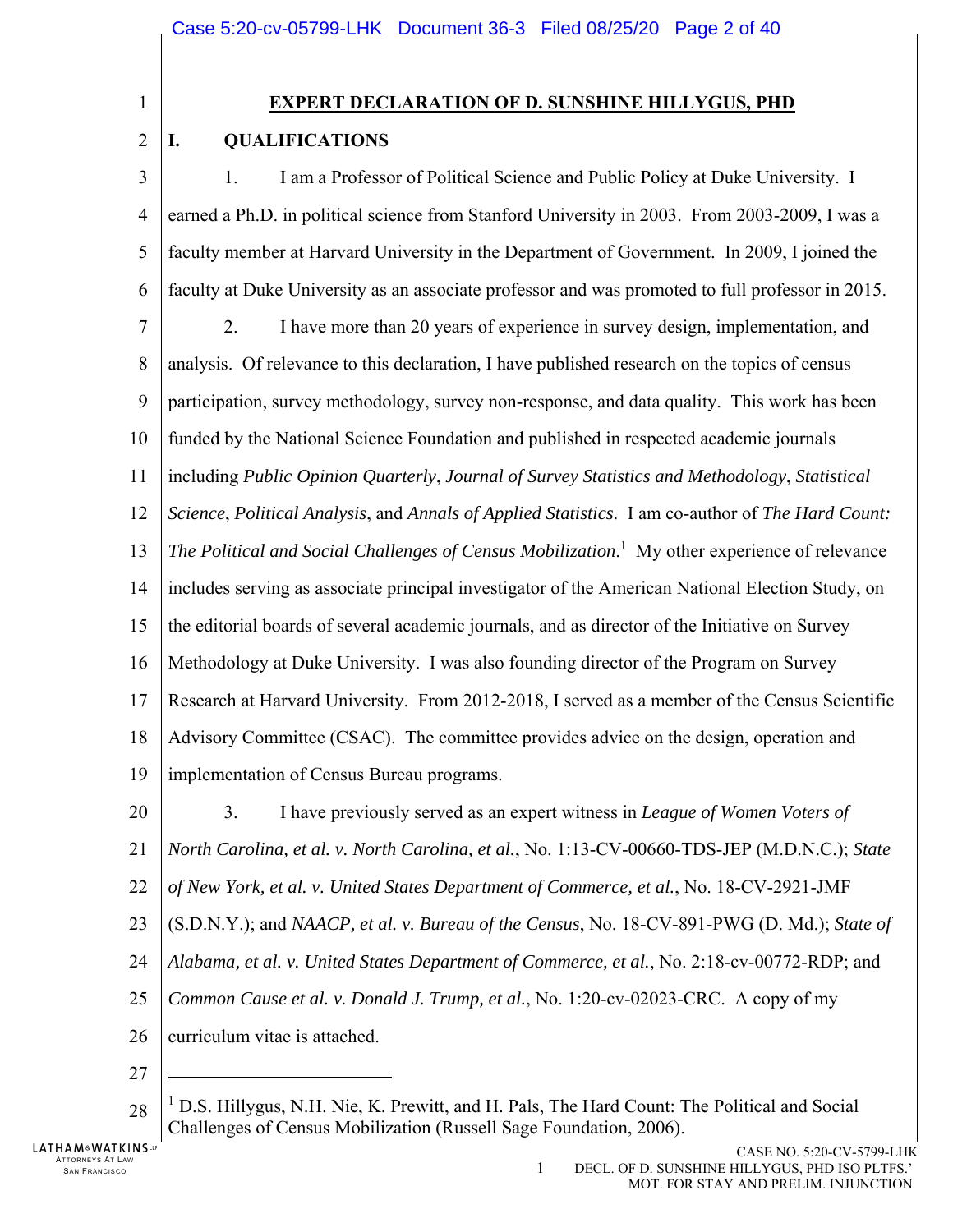# EXPERT DECLARATION OF D. SUNSHINE HILLYGUS, PHD

## I. QUALIFICATIONS

1. I am a Professor of Political Science and Public Policy at Duke University. I earned a Ph.D. in political science from Stanford University in 2003. From 2003-2009, I was a faculty member at Harvard University in the Department of Government. In 2009, I joined the faculty at Duke University as an associate professor and was promoted to full professor in 2015.

2. I have more than 20 years of experience in survey design, implementation, and analysis. Of relevance to this declaration, I have published research on the topics of census participation, survey methodology, survey non-response, and data quality. This work has been funded by the National Science Foundation and published in respected academic journals including *Public Opinion Quarterly*, *Journal of Survey Statistics and Methodology*, *Statistical Science*, *Political Analysis*, and *Annals of Applied Statistics*. I am co-author of *The Hard Count: The Political and Social Challenges of Census Mobilization*.[1] My other experience of relevance includes serving as associate principal investigator of the American National Election Study, on the editorial boards of several academic journals, and as director of the Initiative on Survey Methodology at Duke University. I was also founding director of the Program on Survey Research at Harvard University. From 2012-2018, I served as a member of the Census Scientific Advisory Committee (CSAC). The committee provides advice on the design, operation and implementation of Census Bureau programs.

3. I have previously served as an expert witness in *League of Women Voters of North Carolina, et al. v. North Carolina, et al.*, No. 1:13-CV-00660-TDS-JEP (M.D.N.C.); *State of New York, et al. v. United States Department of Commerce, et al.*, No. 18-CV-2921-JMF (S.D.N.Y.); and *NAACP, et al. v. Bureau of the Census*, No. 18-CV-891-PWG (D. Md.); *State of Alabama, et al. v. United States Department of Commerce, et al.*, No. 2:18-cv-00772-RDP; and *Common Cause et al. v. Donald J. Trump, et al.*, No. 1:20-cv-02023-CRC. A copy of my curriculum vitae is attached.

---

[1] D.S. Hillygus, N.H. Nie, K. Prewitt, and H. Pals, The Hard Count: The Political and Social Challenges of Census Mobilization (Russell Sage Foundation, 2006).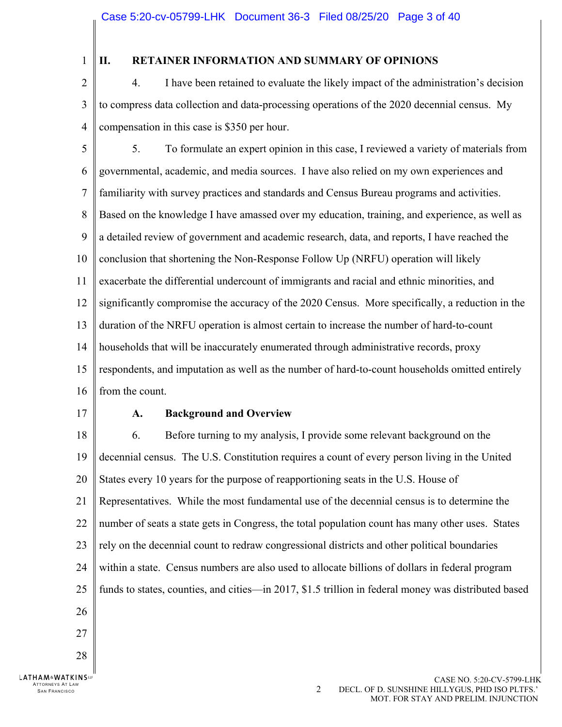## II. RETAINER INFORMATION AND SUMMARY OF OPINIONS

4. I have been retained to evaluate the likely impact of the administration's decision to compress data collection and data-processing operations of the 2020 decennial census. My compensation in this case is $350 per hour.

5. To formulate an expert opinion in this case, I reviewed a variety of materials from governmental, academic, and media sources. I have also relied on my own experiences and familiarity with survey practices and standards and Census Bureau programs and activities. Based on the knowledge I have amassed over my education, training, and experience, as well as a detailed review of government and academic research, data, and reports, I have reached the conclusion that shortening the Non-Response Follow Up (NRFU) operation will likely exacerbate the differential undercount of immigrants and racial and ethnic minorities, and significantly compromise the accuracy of the 2020 Census. More specifically, a reduction in the duration of the NRFU operation is almost certain to increase the number of hard-to-count households that will be inaccurately enumerated through administrative records, proxy respondents, and imputation as well as the number of hard-to-count households omitted entirely from the count.

### A. Background and Overview

6. Before turning to my analysis, I provide some relevant background on the decennial census. The U.S. Constitution requires a count of every person living in the United States every 10 years for the purpose of reapportioning seats in the U.S. House of Representatives. While the most fundamental use of the decennial census is to determine the number of seats a state gets in Congress, the total population count has many other uses. States rely on the decennial count to redraw congressional districts and other political boundaries within a state. Census numbers are also used to allocate billions of dollars in federal program funds to states, counties, and cities—in 2017, $1.5 trillion in federal money was distributed based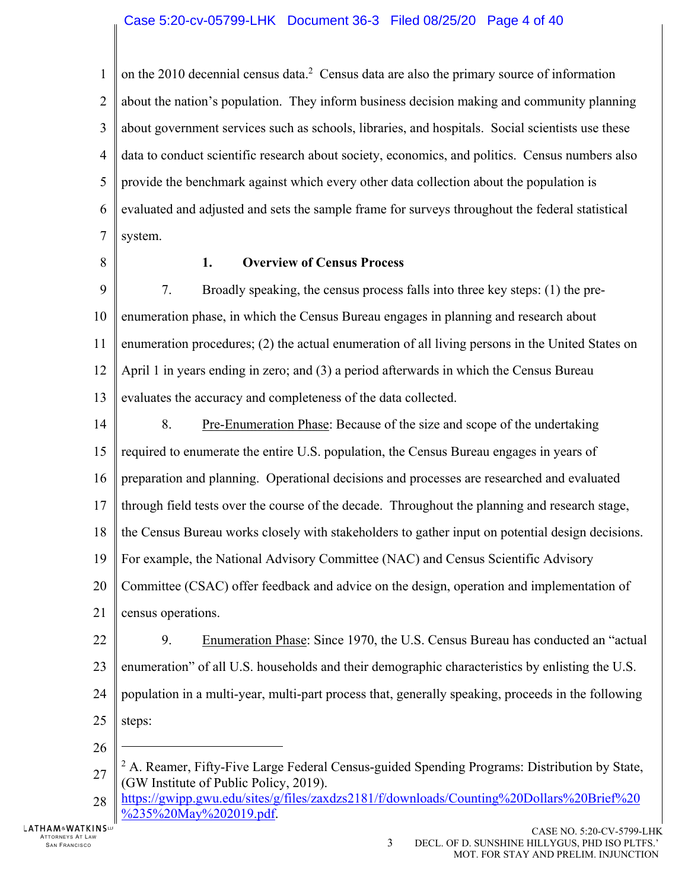on the 2010 decennial census data.[2] Census data are also the primary source of information about the nation's population. They inform business decision making and community planning about government services such as schools, libraries, and hospitals. Social scientists use these data to conduct scientific research about society, economics, and politics. Census numbers also provide the benchmark against which every other data collection about the population is evaluated and adjusted and sets the sample frame for surveys throughout the federal statistical system.

### 1. Overview of Census Process

7. Broadly speaking, the census process falls into three key steps: (1) the pre-enumeration phase, in which the Census Bureau engages in planning and research about enumeration procedures; (2) the actual enumeration of all living persons in the United States on April 1 in years ending in zero; and (3) a period afterwards in which the Census Bureau evaluates the accuracy and completeness of the data collected.

8. Pre-Enumeration Phase: Because of the size and scope of the undertaking required to enumerate the entire U.S. population, the Census Bureau engages in years of preparation and planning. Operational decisions and processes are researched and evaluated through field tests over the course of the decade. Throughout the planning and research stage, the Census Bureau works closely with stakeholders to gather input on potential design decisions. For example, the National Advisory Committee (NAC) and Census Scientific Advisory Committee (CSAC) offer feedback and advice on the design, operation and implementation of census operations.

9. Enumeration Phase: Since 1970, the U.S. Census Bureau has conducted an "actual enumeration" of all U.S. households and their demographic characteristics by enlisting the U.S. population in a multi-year, multi-part process that, generally speaking, proceeds in the following steps:

---

[2] A. Reamer, Fifty-Five Large Federal Census-guided Spending Programs: Distribution by State, (GW Institute of Public Policy, 2019). https://gwipp.gwu.edu/sites/g/files/zaxdzs2181/f/downloads/Counting%20Dollars%20Brief%20%235%20May%202019.pdf.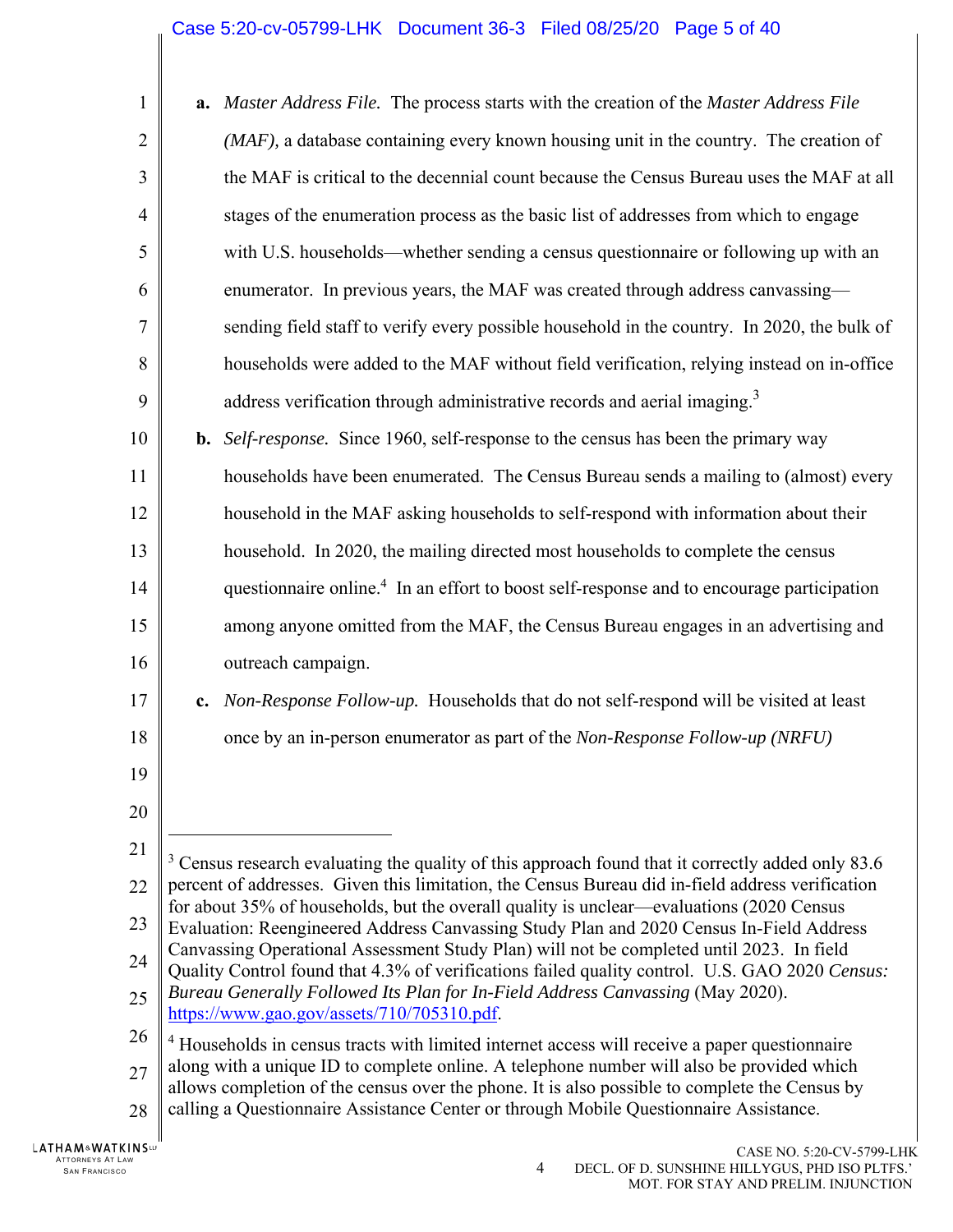**a.** *Master Address File.* The process starts with the creation of the *Master Address File (MAF),* a database containing every known housing unit in the country. The creation of the MAF is critical to the decennial count because the Census Bureau uses the MAF at all stages of the enumeration process as the basic list of addresses from which to engage with U.S. households—whether sending a census questionnaire or following up with an enumerator. In previous years, the MAF was created through address canvassing—sending field staff to verify every possible household in the country. In 2020, the bulk of households were added to the MAF without field verification, relying instead on in-office address verification through administrative records and aerial imaging.[3]

**b.** *Self-response.* Since 1960, self-response to the census has been the primary way households have been enumerated. The Census Bureau sends a mailing to (almost) every household in the MAF asking households to self-respond with information about their household. In 2020, the mailing directed most households to complete the census questionnaire online.[4] In an effort to boost self-response and to encourage participation among anyone omitted from the MAF, the Census Bureau engages in an advertising and outreach campaign.

**c.** *Non-Response Follow-up.* Households that do not self-respond will be visited at least once by an in-person enumerator as part of the *Non-Response Follow-up (NRFU)*

---

[3] Census research evaluating the quality of this approach found that it correctly added only 83.6 percent of addresses. Given this limitation, the Census Bureau did in-field address verification for about 35% of households, but the overall quality is unclear—evaluations (2020 Census Evaluation: Reengineered Address Canvassing Study Plan and 2020 Census In-Field Address Canvassing Operational Assessment Study Plan) will not be completed until 2023. In field Quality Control found that 4.3% of verifications failed quality control. U.S. GAO 2020 *Census: Bureau Generally Followed Its Plan for In-Field Address Canvassing* (May 2020). https://www.gao.gov/assets/710/705310.pdf.

[4] Households in census tracts with limited internet access will receive a paper questionnaire along with a unique ID to complete online. A telephone number will also be provided which allows completion of the census over the phone. It is also possible to complete the Census by calling a Questionnaire Assistance Center or through Mobile Questionnaire Assistance.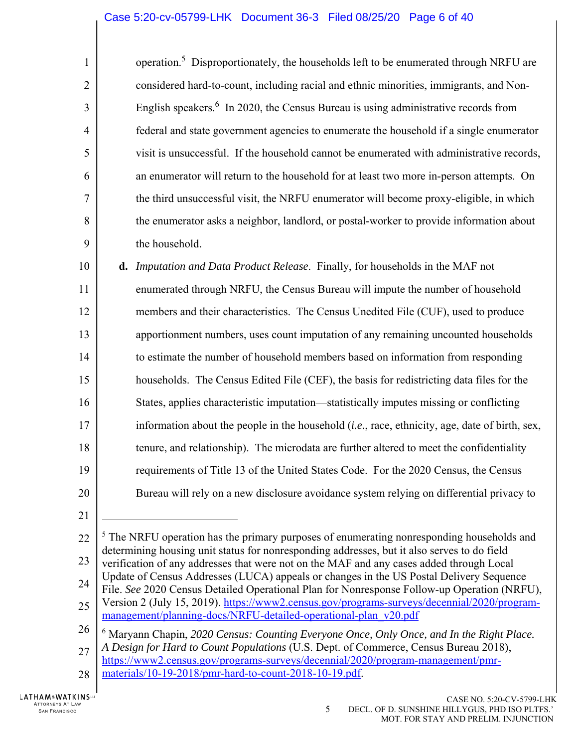operation.[5] Disproportionately, the households left to be enumerated through NRFU are considered hard-to-count, including racial and ethnic minorities, immigrants, and Non-English speakers.[6] In 2020, the Census Bureau is using administrative records from federal and state government agencies to enumerate the household if a single enumerator visit is unsuccessful. If the household cannot be enumerated with administrative records, an enumerator will return to the household for at least two more in-person attempts. On the third unsuccessful visit, the NRFU enumerator will become proxy-eligible, in which the enumerator asks a neighbor, landlord, or postal-worker to provide information about the household.

**d.** *Imputation and Data Product Release*. Finally, for households in the MAF not enumerated through NRFU, the Census Bureau will impute the number of household members and their characteristics. The Census Unedited File (CUF), used to produce apportionment numbers, uses count imputation of any remaining uncounted households to estimate the number of household members based on information from responding households. The Census Edited File (CEF), the basis for redistricting data files for the States, applies characteristic imputation—statistically imputes missing or conflicting information about the people in the household (*i.e.*, race, ethnicity, age, date of birth, sex, tenure, and relationship). The microdata are further altered to meet the confidentiality requirements of Title 13 of the United States Code. For the 2020 Census, the Census Bureau will rely on a new disclosure avoidance system relying on differential privacy to

---

[5] The NRFU operation has the primary purposes of enumerating nonresponding households and determining housing unit status for nonresponding addresses, but it also serves to do field verification of any addresses that were not on the MAF and any cases added through Local Update of Census Addresses (LUCA) appeals or changes in the US Postal Delivery Sequence File. *See* 2020 Census Detailed Operational Plan for Nonresponse Follow-up Operation (NRFU), Version 2 (July 15, 2019). https://www2.census.gov/programs-surveys/decennial/2020/program-management/planning-docs/NRFU-detailed-operational-plan_v20.pdf

[6] Maryann Chapin, *2020 Census: Counting Everyone Once, Only Once, and In the Right Place. A Design for Hard to Count Populations* (U.S. Dept. of Commerce, Census Bureau 2018), https://www2.census.gov/programs-surveys/decennial/2020/program-management/pmr-materials/10-19-2018/pmr-hard-to-count-2018-10-19.pdf.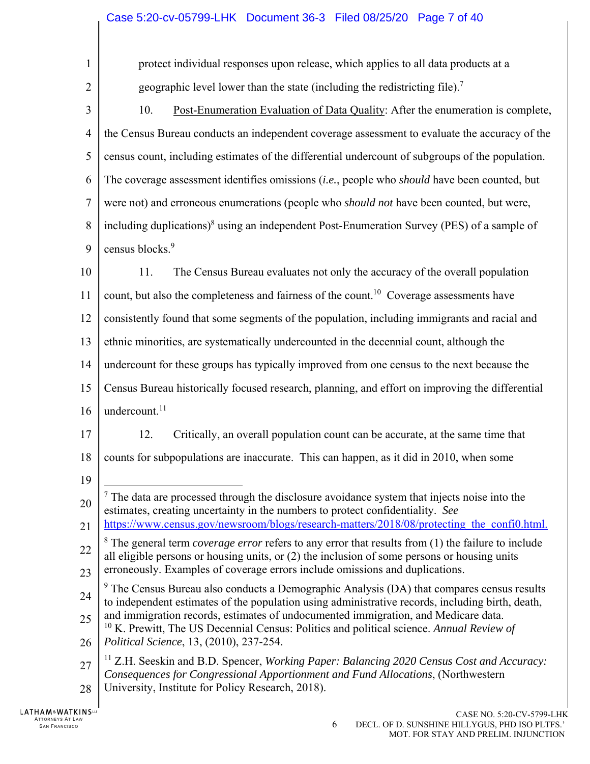protect individual responses upon release, which applies to all data products at a geographic level lower than the state (including the redistricting file).[7]

10. Post-Enumeration Evaluation of Data Quality: After the enumeration is complete, the Census Bureau conducts an independent coverage assessment to evaluate the accuracy of the census count, including estimates of the differential undercount of subgroups of the population. The coverage assessment identifies omissions (*i.e.*, people who *should* have been counted, but were not) and erroneous enumerations (people who *should not* have been counted, but were, including duplications)[8] using an independent Post-Enumeration Survey (PES) of a sample of census blocks.[9]

11. The Census Bureau evaluates not only the accuracy of the overall population count, but also the completeness and fairness of the count.[10] Coverage assessments have consistently found that some segments of the population, including immigrants and racial and ethnic minorities, are systematically undercounted in the decennial count, although the undercount for these groups has typically improved from one census to the next because the Census Bureau historically focused research, planning, and effort on improving the differential undercount.[11]

12. Critically, an overall population count can be accurate, at the same time that counts for subpopulations are inaccurate. This can happen, as it did in 2010, when some

---

[7] The data are processed through the disclosure avoidance system that injects noise into the estimates, creating uncertainty in the numbers to protect confidentiality. *See* https://www.census.gov/newsroom/blogs/research-matters/2018/08/protecting_the_confi0.html.

[8] The general term *coverage error* refers to any error that results from (1) the failure to include all eligible persons or housing units, or (2) the inclusion of some persons or housing units erroneously. Examples of coverage errors include omissions and duplications.

[9] The Census Bureau also conducts a Demographic Analysis (DA) that compares census results to independent estimates of the population using administrative records, including birth, death, and immigration records, estimates of undocumented immigration, and Medicare data.

[10] K. Prewitt, The US Decennial Census: Politics and political science. *Annual Review of Political Science*, 13, (2010), 237-254.

[11] Z.H. Seeskin and B.D. Spencer, *Working Paper: Balancing 2020 Census Cost and Accuracy: Consequences for Congressional Apportionment and Fund Allocations*, (Northwestern University, Institute for Policy Research, 2018).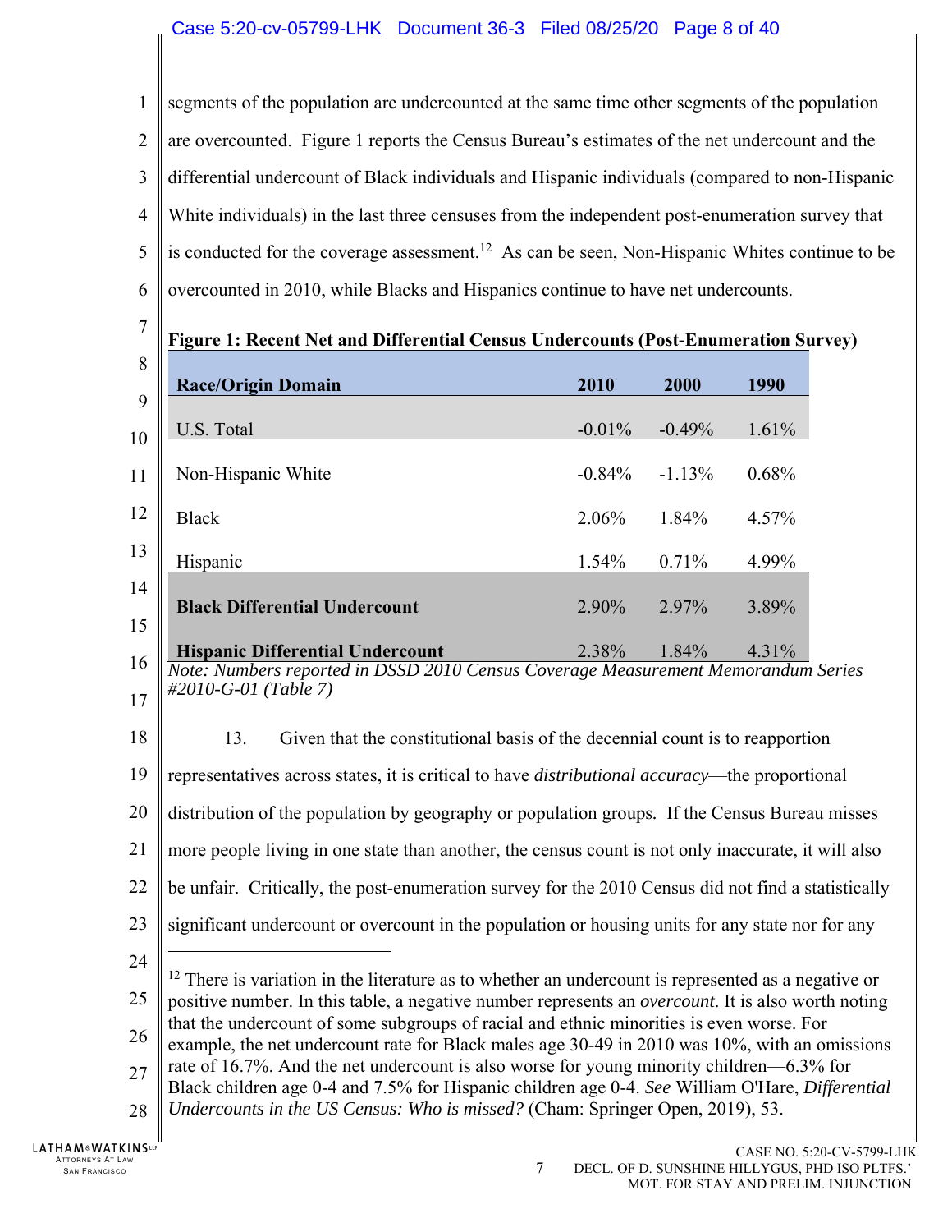segments of the population are undercounted at the same time other segments of the population are overcounted. Figure 1 reports the Census Bureau's estimates of the net undercount and the differential undercount of Black individuals and Hispanic individuals (compared to non-Hispanic White individuals) in the last three censuses from the independent post-enumeration survey that is conducted for the coverage assessment.[12] As can be seen, Non-Hispanic Whites continue to be overcounted in 2010, while Blacks and Hispanics continue to have net undercounts.

**Figure 1: Recent Net and Differential Census Undercounts (Post-Enumeration Survey)**

| Race/Origin Domain | 2010 | 2000 | 1990 |
|---|---|---|---|
| U.S. Total | -0.01% | -0.49% | 1.61% |
| Non-Hispanic White | -0.84% | -1.13% | 0.68% |
| Black | 2.06% | 1.84% | 4.57% |
| Hispanic | 1.54% | 0.71% | 4.99% |
| **Black Differential Undercount** | 2.90% | 2.97% | 3.89% |
| **Hispanic Differential Undercount** | 2.38% | 1.84% | 4.31% |

*Note: Numbers reported in DSSD 2010 Census Coverage Measurement Memorandum Series #2010-G-01 (Table 7)*

13. Given that the constitutional basis of the decennial count is to reapportion representatives across states, it is critical to have *distributional accuracy*—the proportional distribution of the population by geography or population groups. If the Census Bureau misses more people living in one state than another, the census count is not only inaccurate, it will also be unfair. Critically, the post-enumeration survey for the 2010 Census did not find a statistically significant undercount or overcount in the population or housing units for any state nor for any

---

[12] There is variation in the literature as to whether an undercount is represented as a negative or positive number. In this table, a negative number represents an *overcount*. It is also worth noting that the undercount of some subgroups of racial and ethnic minorities is even worse. For example, the net undercount rate for Black males age 30-49 in 2010 was 10%, with an omissions rate of 16.7%. And the net undercount is also worse for young minority children—6.3% for Black children age 0-4 and 7.5% for Hispanic children age 0-4. *See* William O'Hare, *Differential Undercounts in the US Census: Who is missed?* (Cham: Springer Open, 2019), 53.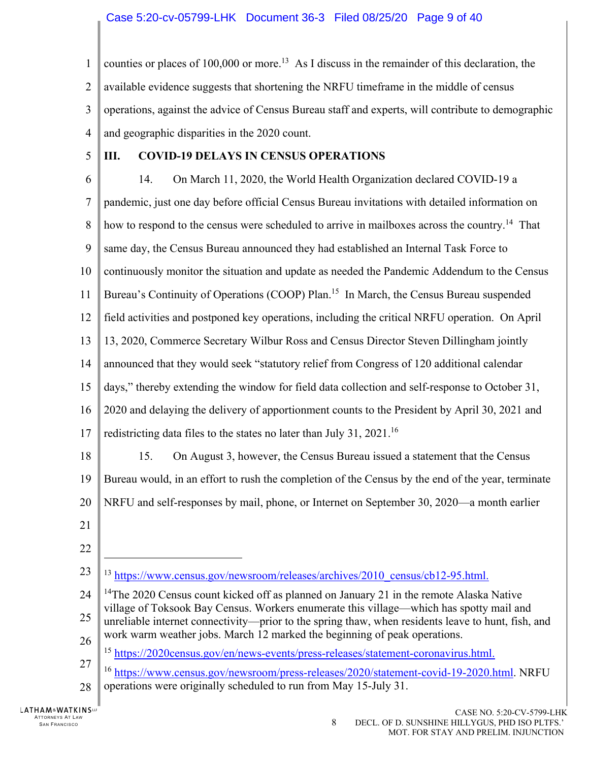counties or places of 100,000 or more.[13] As I discuss in the remainder of this declaration, the available evidence suggests that shortening the NRFU timeframe in the middle of census operations, against the advice of Census Bureau staff and experts, will contribute to demographic and geographic disparities in the 2020 count.

## III. COVID-19 DELAYS IN CENSUS OPERATIONS

14. On March 11, 2020, the World Health Organization declared COVID-19 a pandemic, just one day before official Census Bureau invitations with detailed information on how to respond to the census were scheduled to arrive in mailboxes across the country.[14] That same day, the Census Bureau announced they had established an Internal Task Force to continuously monitor the situation and update as needed the Pandemic Addendum to the Census Bureau's Continuity of Operations (COOP) Plan.[15] In March, the Census Bureau suspended field activities and postponed key operations, including the critical NRFU operation. On April 13, 2020, Commerce Secretary Wilbur Ross and Census Director Steven Dillingham jointly announced that they would seek "statutory relief from Congress of 120 additional calendar days," thereby extending the window for field data collection and self-response to October 31, 2020 and delaying the delivery of apportionment counts to the President by April 30, 2021 and redistricting data files to the states no later than July 31, 2021.[16]

15. On August 3, however, the Census Bureau issued a statement that the Census Bureau would, in an effort to rush the completion of the Census by the end of the year, terminate NRFU and self-responses by mail, phone, or Internet on September 30, 2020—a month earlier

---

[13] https://www.census.gov/newsroom/releases/archives/2010_census/cb12-95.html.

[14] The 2020 Census count kicked off as planned on January 21 in the remote Alaska Native village of Toksook Bay Census. Workers enumerate this village—which has spotty mail and unreliable internet connectivity—prior to the spring thaw, when residents leave to hunt, fish, and work warm weather jobs. March 12 marked the beginning of peak operations.

[15] https://2020census.gov/en/news-events/press-releases/statement-coronavirus.html.

[16] https://www.census.gov/newsroom/press-releases/2020/statement-covid-19-2020.html. NRFU operations were originally scheduled to run from May 15-July 31.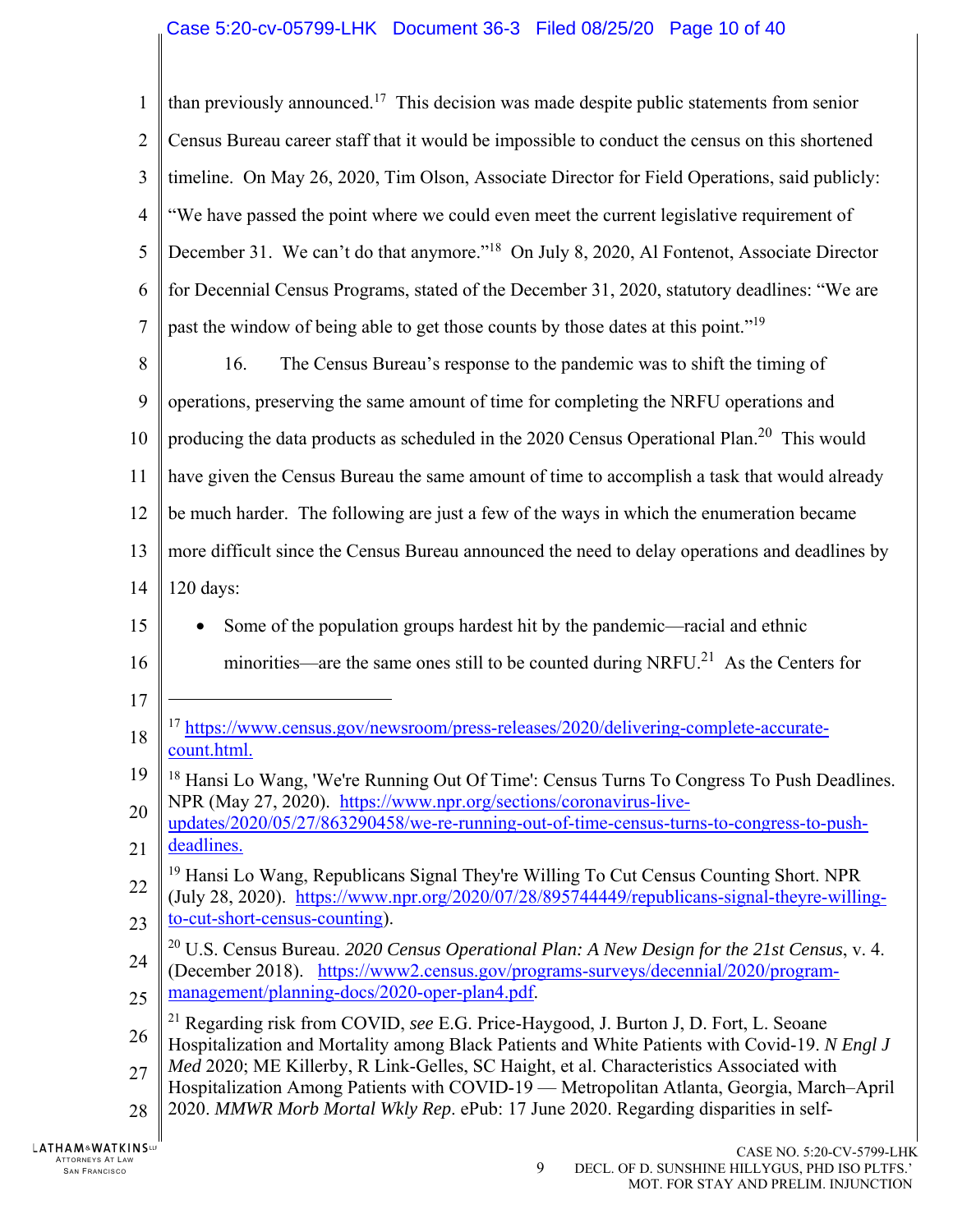than previously announced.[17] This decision was made despite public statements from senior Census Bureau career staff that it would be impossible to conduct the census on this shortened timeline. On May 26, 2020, Tim Olson, Associate Director for Field Operations, said publicly: "We have passed the point where we could even meet the current legislative requirement of December 31. We can't do that anymore."[18] On July 8, 2020, Al Fontenot, Associate Director for Decennial Census Programs, stated of the December 31, 2020, statutory deadlines: "We are past the window of being able to get those counts by those dates at this point."[19]

16. The Census Bureau's response to the pandemic was to shift the timing of operations, preserving the same amount of time for completing the NRFU operations and producing the data products as scheduled in the 2020 Census Operational Plan.[20] This would have given the Census Bureau the same amount of time to accomplish a task that would already be much harder. The following are just a few of the ways in which the enumeration became more difficult since the Census Bureau announced the need to delay operations and deadlines by 120 days:

- Some of the population groups hardest hit by the pandemic—racial and ethnic minorities—are the same ones still to be counted during NRFU.[21] As the Centers for

---

[17] https://www.census.gov/newsroom/press-releases/2020/delivering-complete-accurate-count.html.

[18] Hansi Lo Wang, 'We're Running Out Of Time': Census Turns To Congress To Push Deadlines. NPR (May 27, 2020). https://www.npr.org/sections/coronavirus-live-updates/2020/05/27/863290458/we-re-running-out-of-time-census-turns-to-congress-to-push-deadlines.

[19] Hansi Lo Wang, Republicans Signal They're Willing To Cut Census Counting Short. NPR (July 28, 2020). https://www.npr.org/2020/07/28/895744449/republicans-signal-theyre-willing-to-cut-short-census-counting).

[20] U.S. Census Bureau. *2020 Census Operational Plan: A New Design for the 21st Census*, v. 4. (December 2018). https://www2.census.gov/programs-surveys/decennial/2020/program-management/planning-docs/2020-oper-plan4.pdf.

[21] Regarding risk from COVID, *see* E.G. Price-Haygood, J. Burton J, D. Fort, L. Seoane Hospitalization and Mortality among Black Patients and White Patients with Covid-19. *N Engl J Med* 2020; ME Killerby, R Link-Gelles, SC Haight, et al. Characteristics Associated with Hospitalization Among Patients with COVID-19 — Metropolitan Atlanta, Georgia, March–April 2020. *MMWR Morb Mortal Wkly Rep*. ePub: 17 June 2020. Regarding disparities in self-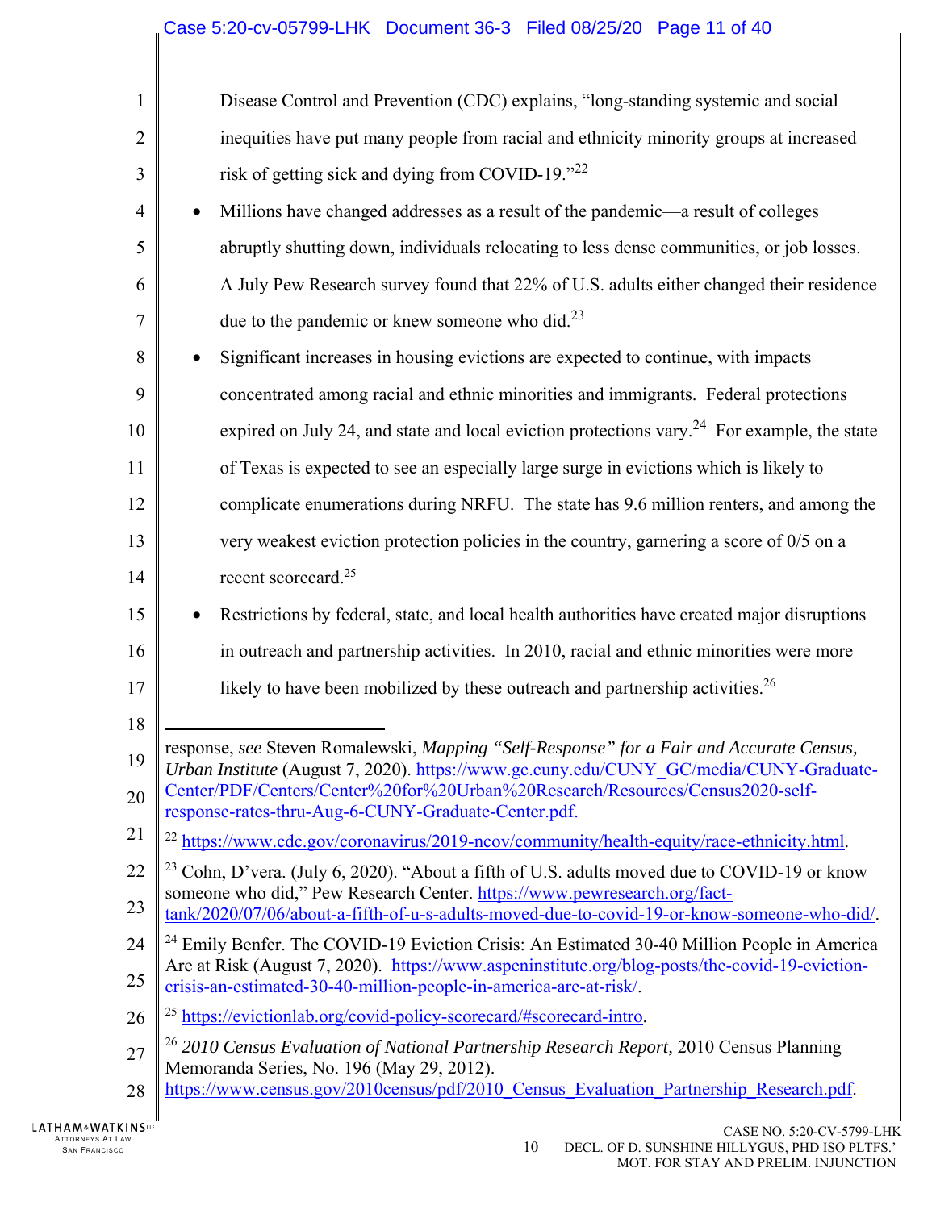Disease Control and Prevention (CDC) explains, "long-standing systemic and social inequities have put many people from racial and ethnicity minority groups at increased risk of getting sick and dying from COVID-19."[22]

- Millions have changed addresses as a result of the pandemic—a result of colleges abruptly shutting down, individuals relocating to less dense communities, or job losses. A July Pew Research survey found that 22% of U.S. adults either changed their residence due to the pandemic or knew someone who did.[23]
- Significant increases in housing evictions are expected to continue, with impacts concentrated among racial and ethnic minorities and immigrants. Federal protections expired on July 24, and state and local eviction protections vary.[24] For example, the state of Texas is expected to see an especially large surge in evictions which is likely to complicate enumerations during NRFU. The state has 9.6 million renters, and among the very weakest eviction protection policies in the country, garnering a score of 0/5 on a recent scorecard.[25]
- Restrictions by federal, state, and local health authorities have created major disruptions in outreach and partnership activities. In 2010, racial and ethnic minorities were more likely to have been mobilized by these outreach and partnership activities.[26]

---

response, *see* Steven Romalewski, *Mapping "Self-Response" for a Fair and Accurate Census, Urban Institute* (August 7, 2020). https://www.gc.cuny.edu/CUNY_GC/media/CUNY-Graduate-Center/PDF/Centers/Center%20for%20Urban%20Research/Resources/Census2020-self-response-rates-thru-Aug-6-CUNY-Graduate-Center.pdf.

[22] https://www.cdc.gov/coronavirus/2019-ncov/community/health-equity/race-ethnicity.html.

[23] Cohn, D'vera. (July 6, 2020). "About a fifth of U.S. adults moved due to COVID-19 or know someone who did," Pew Research Center. https://www.pewresearch.org/fact-tank/2020/07/06/about-a-fifth-of-u-s-adults-moved-due-to-covid-19-or-know-someone-who-did/.

[24] Emily Benfer. The COVID-19 Eviction Crisis: An Estimated 30-40 Million People in America Are at Risk (August 7, 2020). https://www.aspeninstitute.org/blog-posts/the-covid-19-eviction-crisis-an-estimated-30-40-million-people-in-america-are-at-risk/.

[25] https://evictionlab.org/covid-policy-scorecard/#scorecard-intro.

[26] *2010 Census Evaluation of National Partnership Research Report,* 2010 Census Planning Memoranda Series, No. 196 (May 29, 2012). https://www.census.gov/2010census/pdf/2010_Census_Evaluation_Partnership_Research.pdf.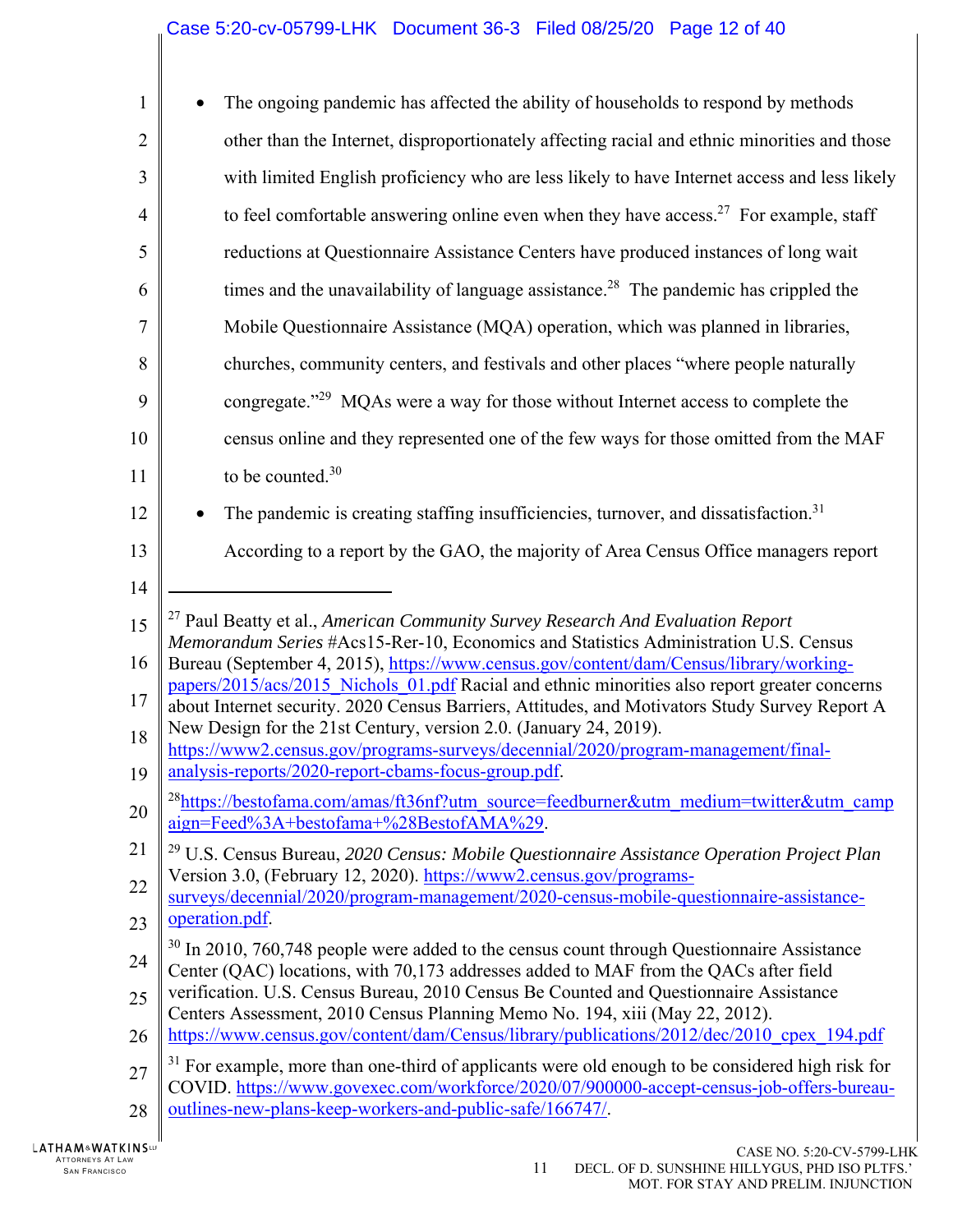- The ongoing pandemic has affected the ability of households to respond by methods other than the Internet, disproportionately affecting racial and ethnic minorities and those with limited English proficiency who are less likely to have Internet access and less likely to feel comfortable answering online even when they have access.[27] For example, staff reductions at Questionnaire Assistance Centers have produced instances of long wait times and the unavailability of language assistance.[28] The pandemic has crippled the Mobile Questionnaire Assistance (MQA) operation, which was planned in libraries, churches, community centers, and festivals and other places "where people naturally congregate."[29] MQAs were a way for those without Internet access to complete the census online and they represented one of the few ways for those omitted from the MAF to be counted.[30]
- The pandemic is creating staffing insufficiencies, turnover, and dissatisfaction.[31] According to a report by the GAO, the majority of Area Census Office managers report

---

[27] Paul Beatty et al., *American Community Survey Research And Evaluation Report Memorandum Series* #Acs15-Rer-10, Economics and Statistics Administration U.S. Census Bureau (September 4, 2015), https://www.census.gov/content/dam/Census/library/working-papers/2015/acs/2015_Nichols_01.pdf Racial and ethnic minorities also report greater concerns about Internet security. 2020 Census Barriers, Attitudes, and Motivators Study Survey Report A New Design for the 21st Century, version 2.0. (January 24, 2019). https://www2.census.gov/programs-surveys/decennial/2020/program-management/final-analysis-reports/2020-report-cbams-focus-group.pdf.

[28] https://bestofama.com/amas/ft36nf?utm_source=feedburner&utm_medium=twitter&utm_campaign=Feed%3A+bestofama+%28BestofAMA%29.

[29] U.S. Census Bureau, *2020 Census: Mobile Questionnaire Assistance Operation Project Plan* Version 3.0, (February 12, 2020). https://www2.census.gov/programs-surveys/decennial/2020/program-management/2020-census-mobile-questionnaire-assistance-operation.pdf.

[30] In 2010, 760,748 people were added to the census count through Questionnaire Assistance Center (QAC) locations, with 70,173 addresses added to MAF from the QACs after field verification. U.S. Census Bureau, 2010 Census Be Counted and Questionnaire Assistance Centers Assessment, 2010 Census Planning Memo No. 194, xiii (May 22, 2012). https://www.census.gov/content/dam/Census/library/publications/2012/dec/2010_cpex_194.pdf

[31] For example, more than one-third of applicants were old enough to be considered high risk for COVID. https://www.govexec.com/workforce/2020/07/900000-accept-census-job-offers-bureau-outlines-new-plans-keep-workers-and-public-safe/166747/.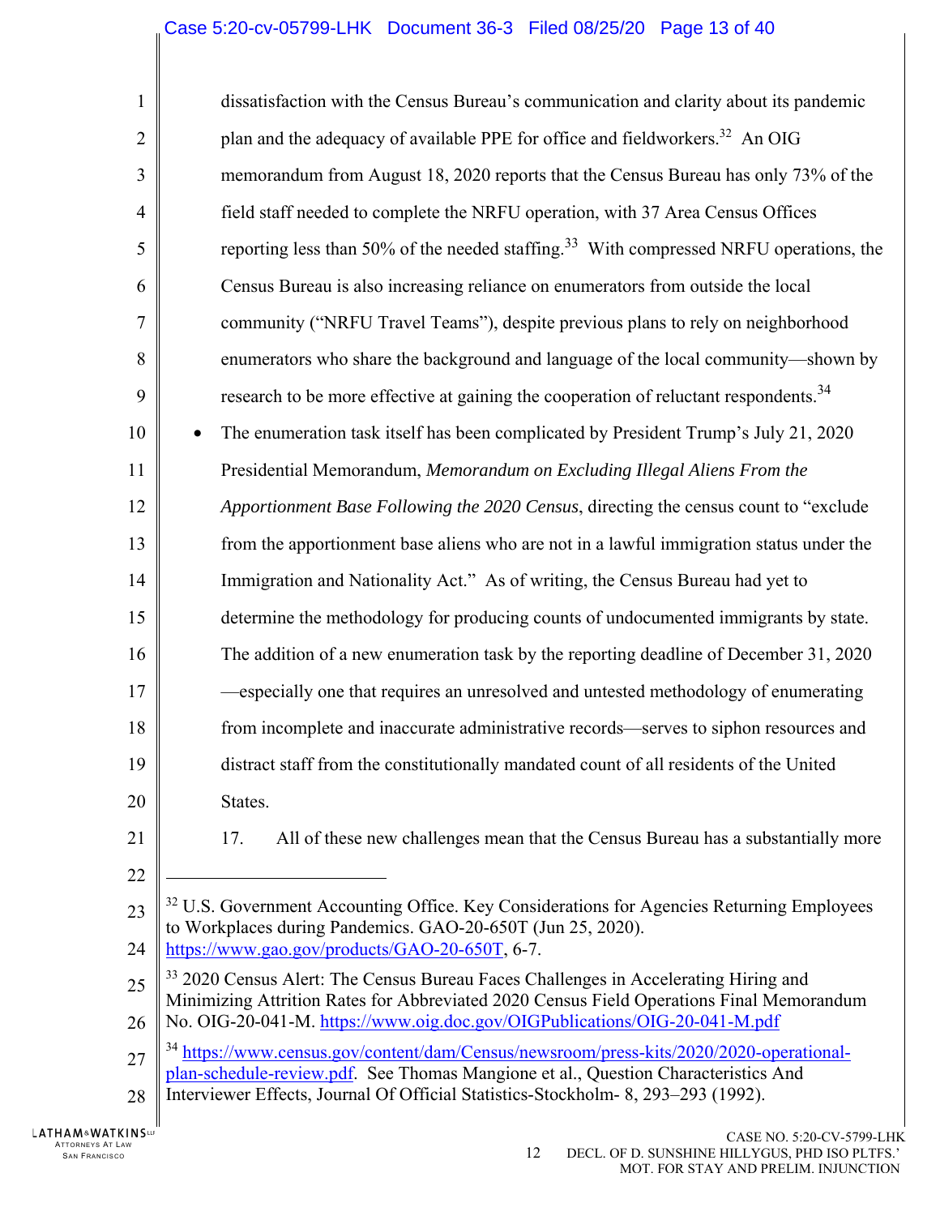dissatisfaction with the Census Bureau's communication and clarity about its pandemic plan and the adequacy of available PPE for office and fieldworkers.[32] An OIG memorandum from August 18, 2020 reports that the Census Bureau has only 73% of the field staff needed to complete the NRFU operation, with 37 Area Census Offices reporting less than 50% of the needed staffing.[33] With compressed NRFU operations, the Census Bureau is also increasing reliance on enumerators from outside the local community ("NRFU Travel Teams"), despite previous plans to rely on neighborhood enumerators who share the background and language of the local community—shown by research to be more effective at gaining the cooperation of reluctant respondents.[34]

- The enumeration task itself has been complicated by President Trump's July 21, 2020 Presidential Memorandum, *Memorandum on Excluding Illegal Aliens From the Apportionment Base Following the 2020 Census*, directing the census count to "exclude from the apportionment base aliens who are not in a lawful immigration status under the Immigration and Nationality Act." As of writing, the Census Bureau had yet to determine the methodology for producing counts of undocumented immigrants by state. The addition of a new enumeration task by the reporting deadline of December 31, 2020 —especially one that requires an unresolved and untested methodology of enumerating from incomplete and inaccurate administrative records—serves to siphon resources and distract staff from the constitutionally mandated count of all residents of the United States.

17. All of these new challenges mean that the Census Bureau has a substantially more

---

[32] U.S. Government Accounting Office. Key Considerations for Agencies Returning Employees to Workplaces during Pandemics. GAO-20-650T (Jun 25, 2020). https://www.gao.gov/products/GAO-20-650T, 6-7.

[33] 2020 Census Alert: The Census Bureau Faces Challenges in Accelerating Hiring and Minimizing Attrition Rates for Abbreviated 2020 Census Field Operations Final Memorandum No. OIG-20-041-M. https://www.oig.doc.gov/OIGPublications/OIG-20-041-M.pdf

[34] https://www.census.gov/content/dam/Census/newsroom/press-kits/2020/2020-operational-plan-schedule-review.pdf. See Thomas Mangione et al., Question Characteristics And Interviewer Effects, Journal Of Official Statistics-Stockholm- 8, 293–293 (1992).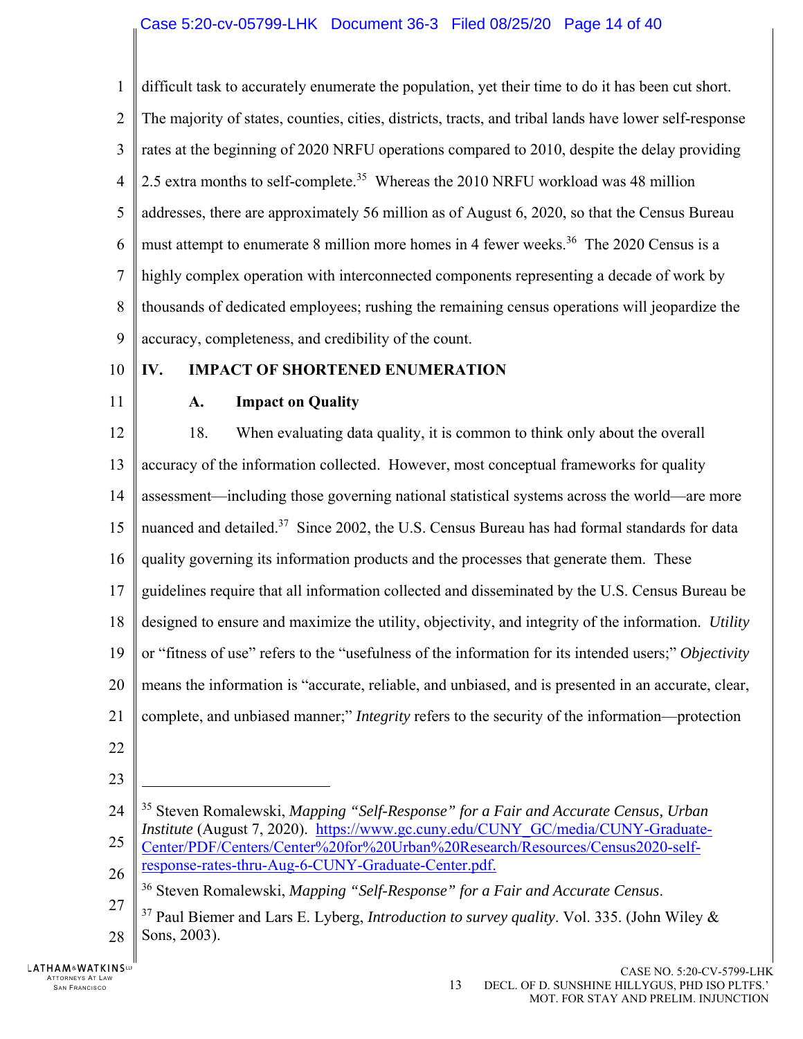difficult task to accurately enumerate the population, yet their time to do it has been cut short. The majority of states, counties, cities, districts, tracts, and tribal lands have lower self-response rates at the beginning of 2020 NRFU operations compared to 2010, despite the delay providing 2.5 extra months to self-complete.[35] Whereas the 2010 NRFU workload was 48 million addresses, there are approximately 56 million as of August 6, 2020, so that the Census Bureau must attempt to enumerate 8 million more homes in 4 fewer weeks.[36] The 2020 Census is a highly complex operation with interconnected components representing a decade of work by thousands of dedicated employees; rushing the remaining census operations will jeopardize the accuracy, completeness, and credibility of the count.

## IV. IMPACT OF SHORTENED ENUMERATION

### A. Impact on Quality

18. When evaluating data quality, it is common to think only about the overall accuracy of the information collected. However, most conceptual frameworks for quality assessment—including those governing national statistical systems across the world—are more nuanced and detailed.[37] Since 2002, the U.S. Census Bureau has had formal standards for data quality governing its information products and the processes that generate them. These guidelines require that all information collected and disseminated by the U.S. Census Bureau be designed to ensure and maximize the utility, objectivity, and integrity of the information. *Utility* or "fitness of use" refers to the "usefulness of the information for its intended users;" *Objectivity* means the information is "accurate, reliable, and unbiased, and is presented in an accurate, clear, complete, and unbiased manner;" *Integrity* refers to the security of the information—protection

---

[35] Steven Romalewski, *Mapping "Self-Response" for a Fair and Accurate Census, Urban Institute* (August 7, 2020). https://www.gc.cuny.edu/CUNY_GC/media/CUNY-Graduate-Center/PDF/Centers/Center%20for%20Urban%20Research/Resources/Census2020-self-response-rates-thru-Aug-6-CUNY-Graduate-Center.pdf.

[36] Steven Romalewski, *Mapping "Self-Response" for a Fair and Accurate Census*.

[37] Paul Biemer and Lars E. Lyberg, *Introduction to survey quality*. Vol. 335. (John Wiley & Sons, 2003).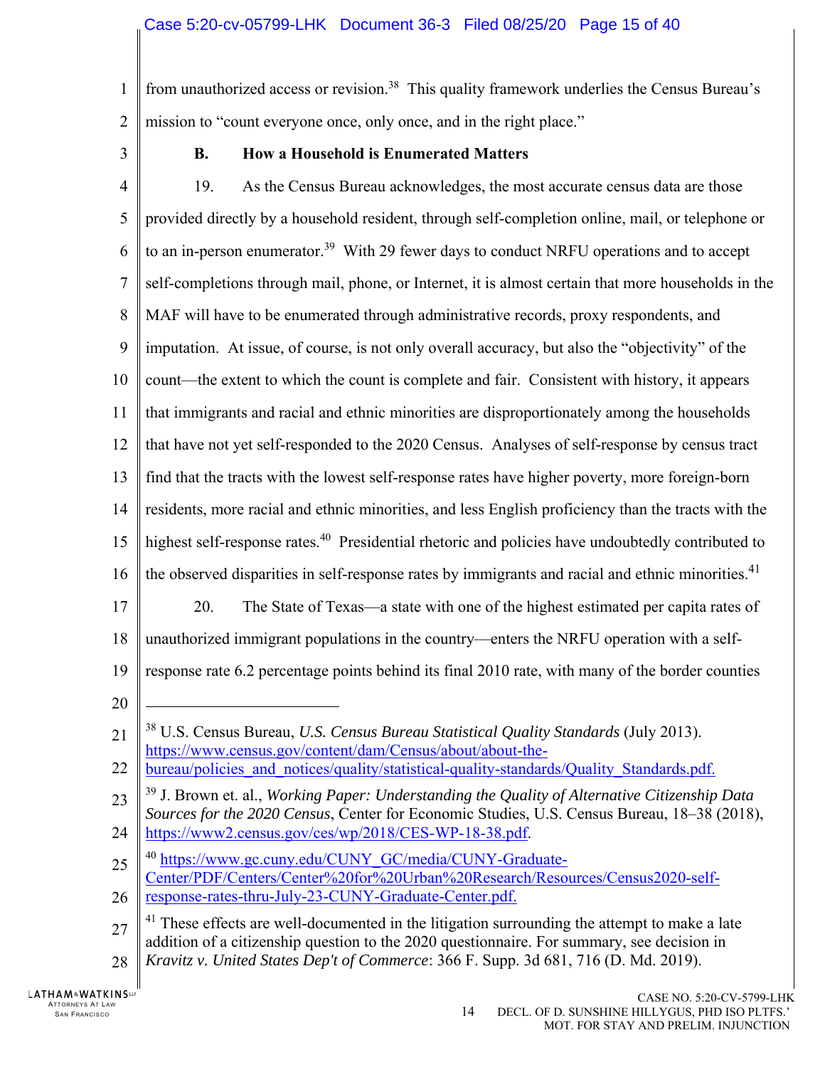from unauthorized access or revision.[38] This quality framework underlies the Census Bureau's mission to "count everyone once, only once, and in the right place."

### B. How a Household is Enumerated Matters

19. As the Census Bureau acknowledges, the most accurate census data are those provided directly by a household resident, through self-completion online, mail, or telephone or to an in-person enumerator.[39] With 29 fewer days to conduct NRFU operations and to accept self-completions through mail, phone, or Internet, it is almost certain that more households in the MAF will have to be enumerated through administrative records, proxy respondents, and imputation. At issue, of course, is not only overall accuracy, but also the "objectivity" of the count—the extent to which the count is complete and fair. Consistent with history, it appears that immigrants and racial and ethnic minorities are disproportionately among the households that have not yet self-responded to the 2020 Census. Analyses of self-response by census tract find that the tracts with the lowest self-response rates have higher poverty, more foreign-born residents, more racial and ethnic minorities, and less English proficiency than the tracts with the highest self-response rates.[40] Presidential rhetoric and policies have undoubtedly contributed to the observed disparities in self-response rates by immigrants and racial and ethnic minorities.[41]

20. The State of Texas—a state with one of the highest estimated per capita rates of unauthorized immigrant populations in the country—enters the NRFU operation with a self-response rate 6.2 percentage points behind its final 2010 rate, with many of the border counties

---

[38] U.S. Census Bureau, *U.S. Census Bureau Statistical Quality Standards* (July 2013). https://www.census.gov/content/dam/Census/about/about-the-bureau/policies_and_notices/quality/statistical-quality-standards/Quality_Standards.pdf.

[39] J. Brown et. al., *Working Paper: Understanding the Quality of Alternative Citizenship Data Sources for the 2020 Census*, Center for Economic Studies, U.S. Census Bureau, 18–38 (2018), https://www2.census.gov/ces/wp/2018/CES-WP-18-38.pdf.

[40] https://www.gc.cuny.edu/CUNY_GC/media/CUNY-Graduate-Center/PDF/Centers/Center%20for%20Urban%20Research/Resources/Census2020-self-response-rates-thru-July-23-CUNY-Graduate-Center.pdf.

[41] These effects are well-documented in the litigation surrounding the attempt to make a late addition of a citizenship question to the 2020 questionnaire. For summary, see decision in *Kravitz v. United States Dep't of Commerce*: 366 F. Supp. 3d 681, 716 (D. Md. 2019).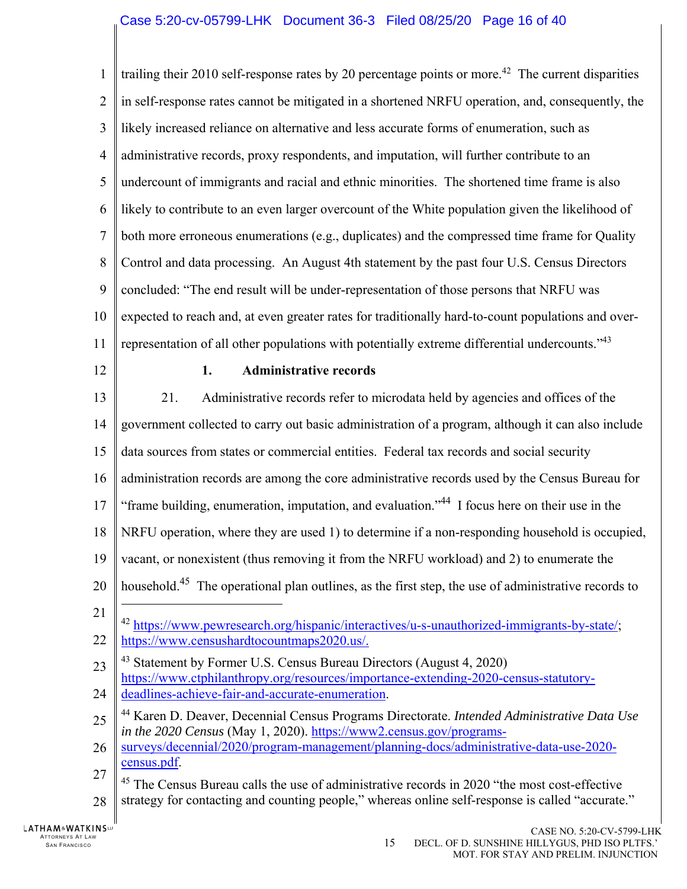trailing their 2010 self-response rates by 20 percentage points or more.[42] The current disparities in self-response rates cannot be mitigated in a shortened NRFU operation, and, consequently, the likely increased reliance on alternative and less accurate forms of enumeration, such as administrative records, proxy respondents, and imputation, will further contribute to an undercount of immigrants and racial and ethnic minorities. The shortened time frame is also likely to contribute to an even larger overcount of the White population given the likelihood of both more erroneous enumerations (e.g., duplicates) and the compressed time frame for Quality Control and data processing. An August 4th statement by the past four U.S. Census Directors concluded: "The end result will be under-representation of those persons that NRFU was expected to reach and, at even greater rates for traditionally hard-to-count populations and over-representation of all other populations with potentially extreme differential undercounts."[43]

### 1. Administrative records

21. Administrative records refer to microdata held by agencies and offices of the government collected to carry out basic administration of a program, although it can also include data sources from states or commercial entities. Federal tax records and social security administration records are among the core administrative records used by the Census Bureau for "frame building, enumeration, imputation, and evaluation."[44] I focus here on their use in the NRFU operation, where they are used 1) to determine if a non-responding household is occupied, vacant, or nonexistent (thus removing it from the NRFU workload) and 2) to enumerate the household.[45] The operational plan outlines, as the first step, the use of administrative records to

---

[42] https://www.pewresearch.org/hispanic/interactives/u-s-unauthorized-immigrants-by-state/; https://www.censushardtocountmaps2020.us/.

[43] Statement by Former U.S. Census Bureau Directors (August 4, 2020) https://www.ctphilanthropy.org/resources/importance-extending-2020-census-statutory-deadlines-achieve-fair-and-accurate-enumeration.

[44] Karen D. Deaver, Decennial Census Programs Directorate. *Intended Administrative Data Use in the 2020 Census* (May 1, 2020). https://www2.census.gov/programs-surveys/decennial/2020/program-management/planning-docs/administrative-data-use-2020-census.pdf.

[45] The Census Bureau calls the use of administrative records in 2020 "the most cost-effective strategy for contacting and counting people," whereas online self-response is called "accurate."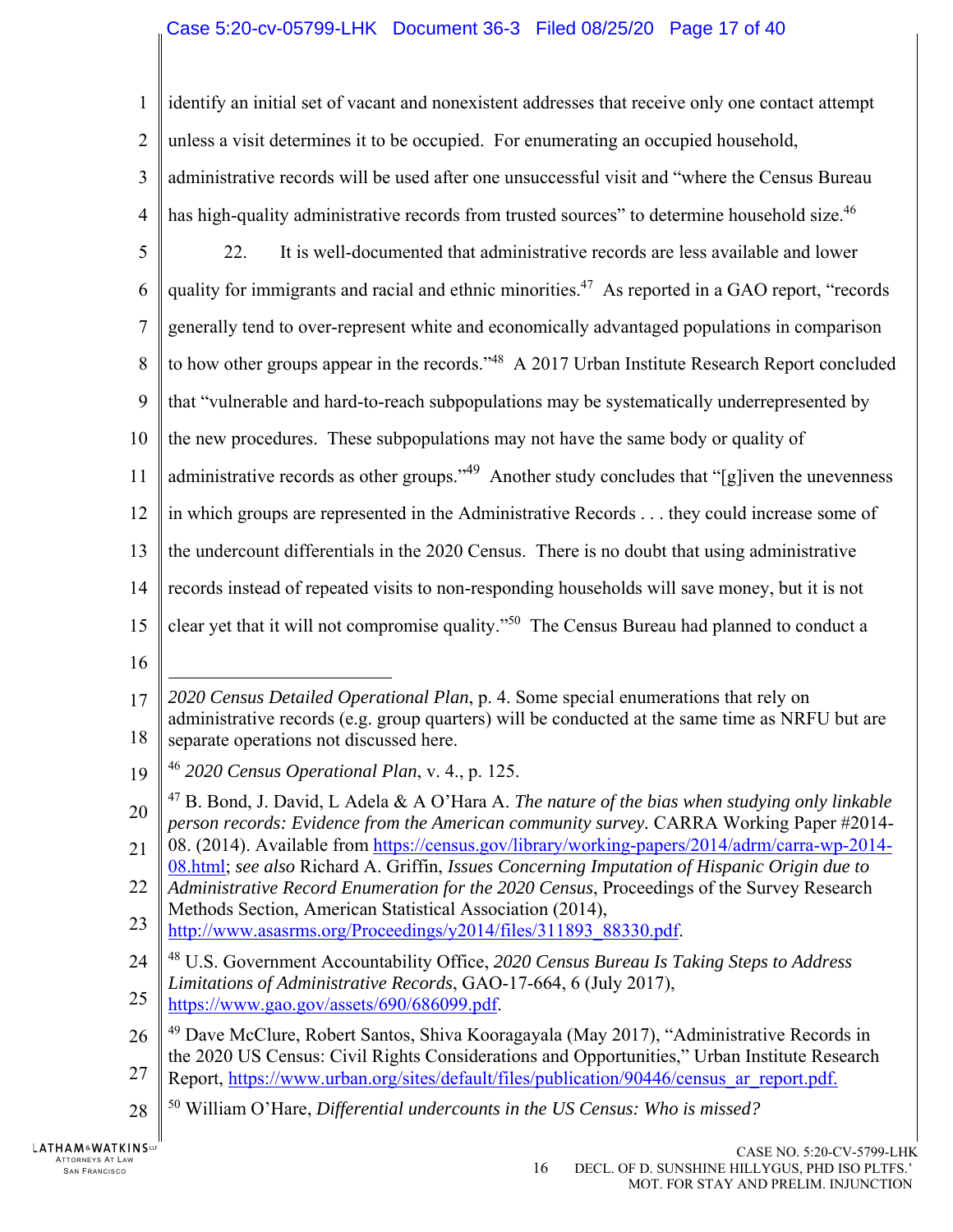identify an initial set of vacant and nonexistent addresses that receive only one contact attempt unless a visit determines it to be occupied. For enumerating an occupied household, administrative records will be used after one unsuccessful visit and "where the Census Bureau has high-quality administrative records from trusted sources" to determine household size.[46]

22. It is well-documented that administrative records are less available and lower quality for immigrants and racial and ethnic minorities.[47] As reported in a GAO report, "records generally tend to over-represent white and economically advantaged populations in comparison to how other groups appear in the records."[48] A 2017 Urban Institute Research Report concluded that "vulnerable and hard-to-reach subpopulations may be systematically underrepresented by the new procedures. These subpopulations may not have the same body or quality of administrative records as other groups."[49] Another study concludes that "[g]iven the unevenness in which groups are represented in the Administrative Records . . . they could increase some of the undercount differentials in the 2020 Census. There is no doubt that using administrative records instead of repeated visits to non-responding households will save money, but it is not clear yet that it will not compromise quality."[50] The Census Bureau had planned to conduct a

---

*2020 Census Detailed Operational Plan*, p. 4. Some special enumerations that rely on administrative records (e.g. group quarters) will be conducted at the same time as NRFU but are separate operations not discussed here.

[46] *2020 Census Operational Plan*, v. 4., p. 125.

[47] B. Bond, J. David, L Adela & A O'Hara A. *The nature of the bias when studying only linkable person records: Evidence from the American community survey.* CARRA Working Paper #2014-08. (2014). Available from https://census.gov/library/working-papers/2014/adrm/carra-wp-2014-08.html; *see also* Richard A. Griffin, *Issues Concerning Imputation of Hispanic Origin due to Administrative Record Enumeration for the 2020 Census*, Proceedings of the Survey Research Methods Section, American Statistical Association (2014), http://www.asasrms.org/Proceedings/y2014/files/311893_88330.pdf.

[48] U.S. Government Accountability Office, *2020 Census Bureau Is Taking Steps to Address Limitations of Administrative Records*, GAO-17-664, 6 (July 2017), https://www.gao.gov/assets/690/686099.pdf.

[49] Dave McClure, Robert Santos, Shiva Kooragayala (May 2017), "Administrative Records in the 2020 US Census: Civil Rights Considerations and Opportunities," Urban Institute Research Report, https://www.urban.org/sites/default/files/publication/90446/census_ar_report.pdf.

[50] William O'Hare, *Differential undercounts in the US Census: Who is missed?*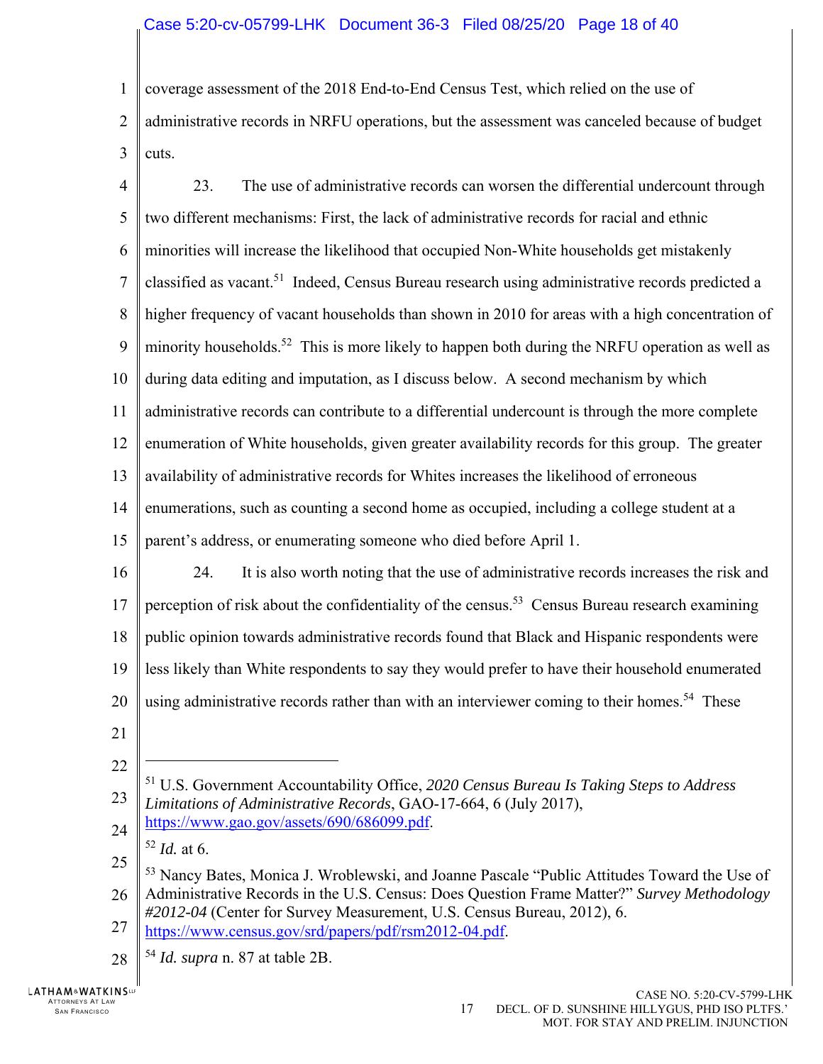coverage assessment of the 2018 End-to-End Census Test, which relied on the use of administrative records in NRFU operations, but the assessment was canceled because of budget cuts.

23. The use of administrative records can worsen the differential undercount through two different mechanisms: First, the lack of administrative records for racial and ethnic minorities will increase the likelihood that occupied Non-White households get mistakenly classified as vacant.[51] Indeed, Census Bureau research using administrative records predicted a higher frequency of vacant households than shown in 2010 for areas with a high concentration of minority households.[52] This is more likely to happen both during the NRFU operation as well as during data editing and imputation, as I discuss below. A second mechanism by which administrative records can contribute to a differential undercount is through the more complete enumeration of White households, given greater availability records for this group. The greater availability of administrative records for Whites increases the likelihood of erroneous enumerations, such as counting a second home as occupied, including a college student at a parent's address, or enumerating someone who died before April 1.

24. It is also worth noting that the use of administrative records increases the risk and perception of risk about the confidentiality of the census.[53] Census Bureau research examining public opinion towards administrative records found that Black and Hispanic respondents were less likely than White respondents to say they would prefer to have their household enumerated using administrative records rather than with an interviewer coming to their homes.[54] These

---

[51] U.S. Government Accountability Office, *2020 Census Bureau Is Taking Steps to Address Limitations of Administrative Records*, GAO-17-664, 6 (July 2017), https://www.gao.gov/assets/690/686099.pdf.

[52] *Id.* at 6.

[53] Nancy Bates, Monica J. Wroblewski, and Joanne Pascale "Public Attitudes Toward the Use of Administrative Records in the U.S. Census: Does Question Frame Matter?" *Survey Methodology #2012-04* (Center for Survey Measurement, U.S. Census Bureau, 2012), 6. https://www.census.gov/srd/papers/pdf/rsm2012-04.pdf.

[54] *Id. supra* n. 87 at table 2B.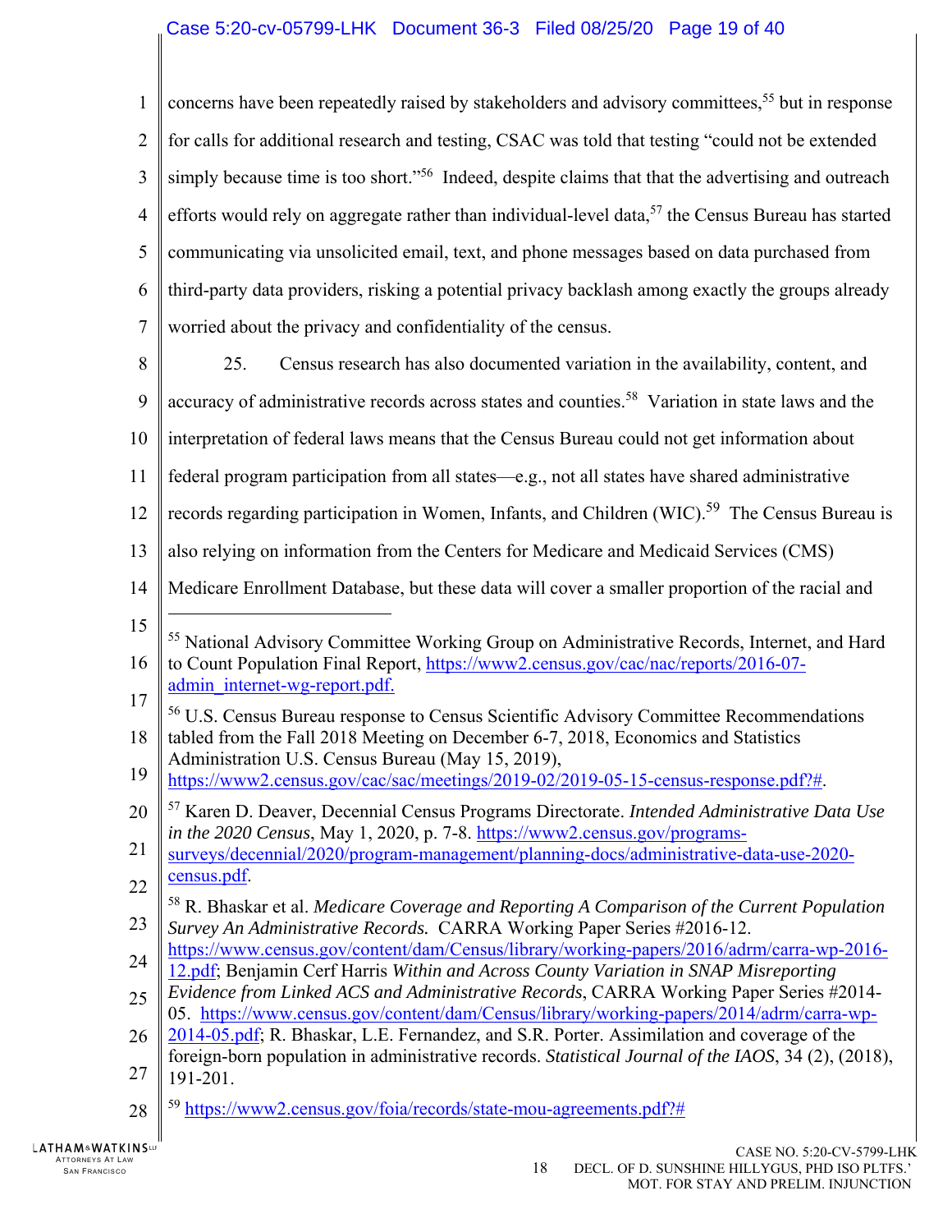concerns have been repeatedly raised by stakeholders and advisory committees,[55] but in response for calls for additional research and testing, CSAC was told that testing "could not be extended simply because time is too short."[56] Indeed, despite claims that that the advertising and outreach efforts would rely on aggregate rather than individual-level data,[57] the Census Bureau has started communicating via unsolicited email, text, and phone messages based on data purchased from third-party data providers, risking a potential privacy backlash among exactly the groups already worried about the privacy and confidentiality of the census.

25. Census research has also documented variation in the availability, content, and accuracy of administrative records across states and counties.[58] Variation in state laws and the interpretation of federal laws means that the Census Bureau could not get information about federal program participation from all states—e.g., not all states have shared administrative records regarding participation in Women, Infants, and Children (WIC).[59] The Census Bureau is also relying on information from the Centers for Medicare and Medicaid Services (CMS) Medicare Enrollment Database, but these data will cover a smaller proportion of the racial and

---

[55] National Advisory Committee Working Group on Administrative Records, Internet, and Hard to Count Population Final Report, https://www2.census.gov/cac/nac/reports/2016-07-admin_internet-wg-report.pdf.

[56] U.S. Census Bureau response to Census Scientific Advisory Committee Recommendations tabled from the Fall 2018 Meeting on December 6-7, 2018, Economics and Statistics Administration U.S. Census Bureau (May 15, 2019), https://www2.census.gov/cac/sac/meetings/2019-02/2019-05-15-census-response.pdf?#.

[57] Karen D. Deaver, Decennial Census Programs Directorate. *Intended Administrative Data Use in the 2020 Census*, May 1, 2020, p. 7-8. https://www2.census.gov/programs-surveys/decennial/2020/program-management/planning-docs/administrative-data-use-2020-census.pdf.

[58] R. Bhaskar et al. *Medicare Coverage and Reporting A Comparison of the Current Population Survey An Administrative Records.* CARRA Working Paper Series #2016-12. https://www.census.gov/content/dam/Census/library/working-papers/2016/adrm/carra-wp-2016-12.pdf; Benjamin Cerf Harris *Within and Across County Variation in SNAP Misreporting Evidence from Linked ACS and Administrative Records*, CARRA Working Paper Series #2014-05. https://www.census.gov/content/dam/Census/library/working-papers/2014/adrm/carra-wp-2014-05.pdf; R. Bhaskar, L.E. Fernandez, and S.R. Porter. Assimilation and coverage of the foreign-born population in administrative records. *Statistical Journal of the IAOS*, 34 (2), (2018), 191-201.

[59] https://www2.census.gov/foia/records/state-mou-agreements.pdf?#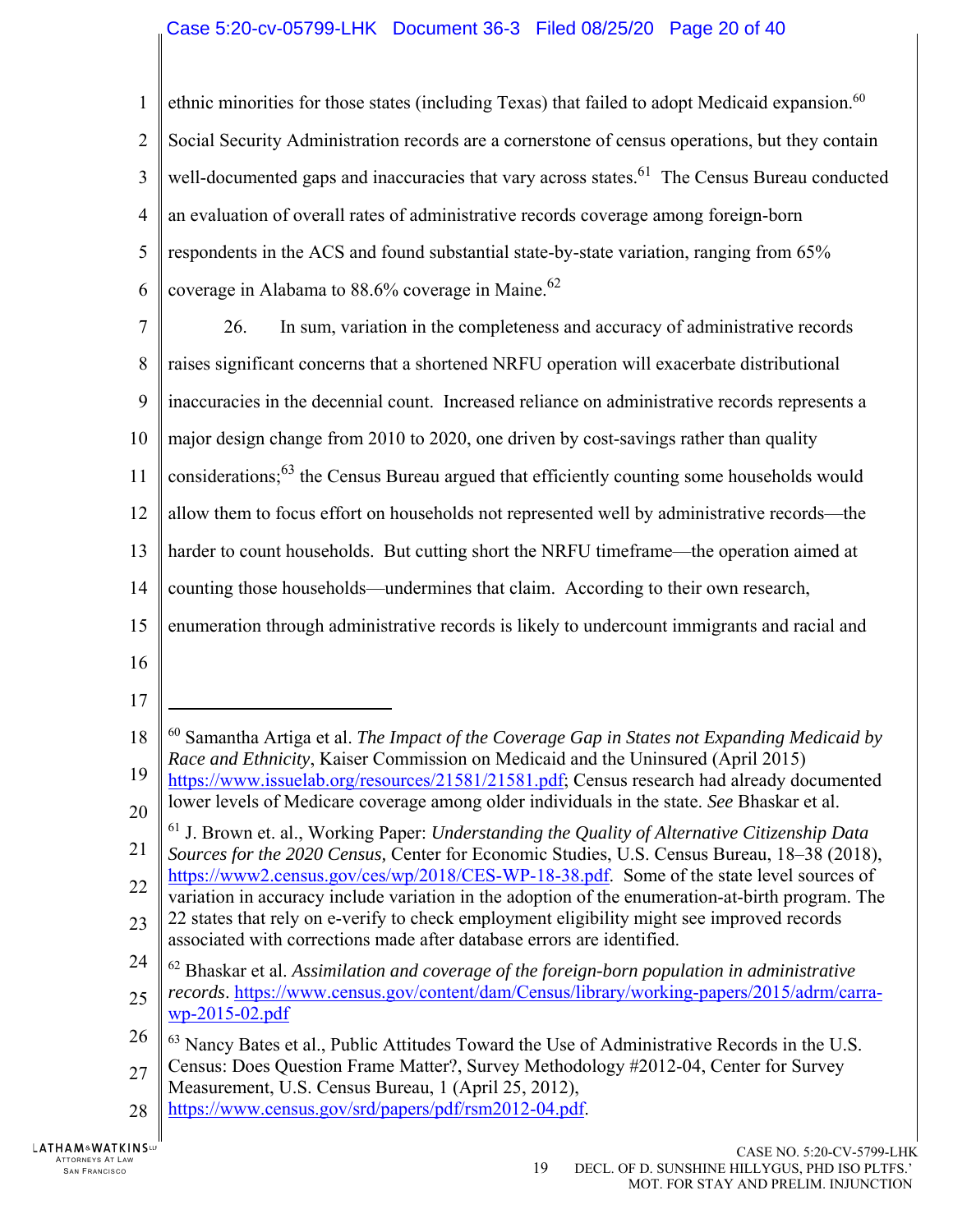ethnic minorities for those states (including Texas) that failed to adopt Medicaid expansion.[60] Social Security Administration records are a cornerstone of census operations, but they contain well-documented gaps and inaccuracies that vary across states.[61] The Census Bureau conducted an evaluation of overall rates of administrative records coverage among foreign-born respondents in the ACS and found substantial state-by-state variation, ranging from 65% coverage in Alabama to 88.6% coverage in Maine.[62]

26. In sum, variation in the completeness and accuracy of administrative records raises significant concerns that a shortened NRFU operation will exacerbate distributional inaccuracies in the decennial count. Increased reliance on administrative records represents a major design change from 2010 to 2020, one driven by cost-savings rather than quality considerations;[63] the Census Bureau argued that efficiently counting some households would allow them to focus effort on households not represented well by administrative records—the harder to count households. But cutting short the NRFU timeframe—the operation aimed at counting those households—undermines that claim. According to their own research, enumeration through administrative records is likely to undercount immigrants and racial and

---

[60] Samantha Artiga et al. *The Impact of the Coverage Gap in States not Expanding Medicaid by Race and Ethnicity*, Kaiser Commission on Medicaid and the Uninsured (April 2015) https://www.issuelab.org/resources/21581/21581.pdf; Census research had already documented lower levels of Medicare coverage among older individuals in the state. *See* Bhaskar et al.

[61] J. Brown et. al., Working Paper: *Understanding the Quality of Alternative Citizenship Data Sources for the 2020 Census,* Center for Economic Studies, U.S. Census Bureau, 18–38 (2018), https://www2.census.gov/ces/wp/2018/CES-WP-18-38.pdf. Some of the state level sources of variation in accuracy include variation in the adoption of the enumeration-at-birth program. The 22 states that rely on e-verify to check employment eligibility might see improved records associated with corrections made after database errors are identified.

[62] Bhaskar et al. *Assimilation and coverage of the foreign-born population in administrative records*. https://www.census.gov/content/dam/Census/library/working-papers/2015/adrm/carra-wp-2015-02.pdf

[63] Nancy Bates et al., Public Attitudes Toward the Use of Administrative Records in the U.S. Census: Does Question Frame Matter?, Survey Methodology #2012-04, Center for Survey Measurement, U.S. Census Bureau, 1 (April 25, 2012), https://www.census.gov/srd/papers/pdf/rsm2012-04.pdf.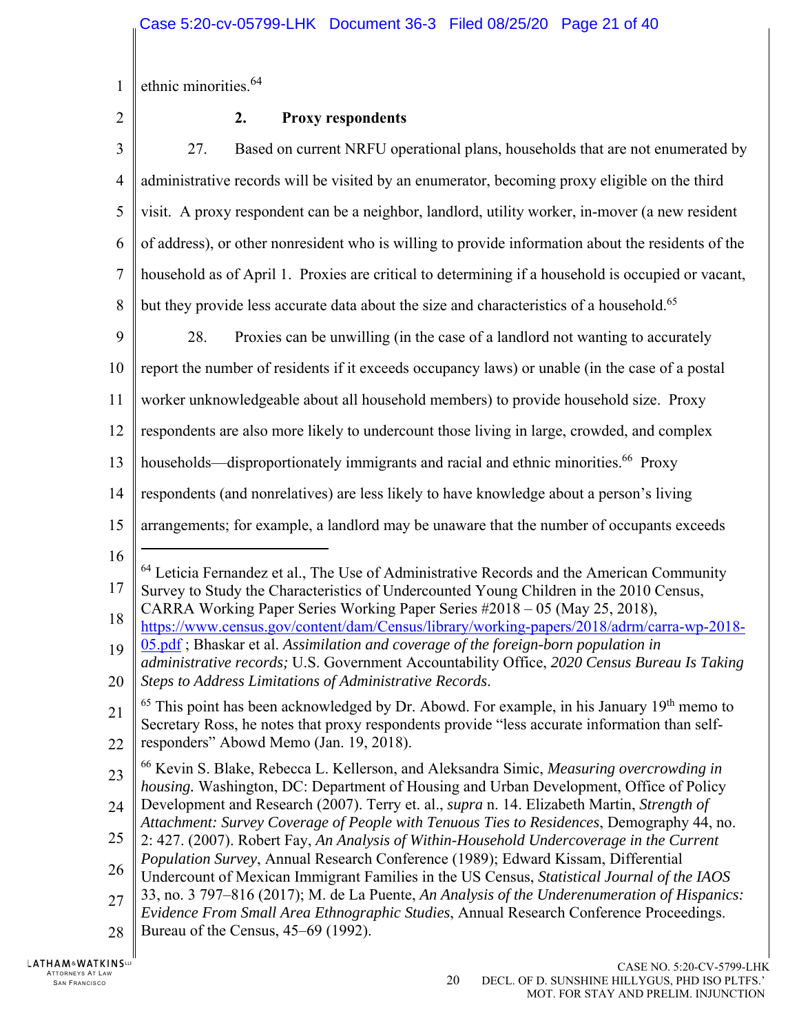ethnic minorities.[64]

### 2. Proxy respondents

27. Based on current NRFU operational plans, households that are not enumerated by administrative records will be visited by an enumerator, becoming proxy eligible on the third visit. A proxy respondent can be a neighbor, landlord, utility worker, in-mover (a new resident of address), or other nonresident who is willing to provide information about the residents of the household as of April 1. Proxies are critical to determining if a household is occupied or vacant, but they provide less accurate data about the size and characteristics of a household.[65]

28. Proxies can be unwilling (in the case of a landlord not wanting to accurately report the number of residents if it exceeds occupancy laws) or unable (in the case of a postal worker unknowledgeable about all household members) to provide household size. Proxy respondents are also more likely to undercount those living in large, crowded, and complex households—disproportionately immigrants and racial and ethnic minorities.[66] Proxy respondents (and nonrelatives) are less likely to have knowledge about a person's living arrangements; for example, a landlord may be unaware that the number of occupants exceeds

---

[64] Leticia Fernandez et al., The Use of Administrative Records and the American Community Survey to Study the Characteristics of Undercounted Young Children in the 2010 Census, CARRA Working Paper Series Working Paper Series #2018 – 05 (May 25, 2018), https://www.census.gov/content/dam/Census/library/working-papers/2018/adrm/carra-wp-2018-05.pdf ; Bhaskar et al. *Assimilation and coverage of the foreign-born population in administrative records;* U.S. Government Accountability Office, *2020 Census Bureau Is Taking Steps to Address Limitations of Administrative Records*.

[65] This point has been acknowledged by Dr. Abowd. For example, in his January 19th memo to Secretary Ross, he notes that proxy respondents provide "less accurate information than self-responders" Abowd Memo (Jan. 19, 2018).

[66] Kevin S. Blake, Rebecca L. Kellerson, and Aleksandra Simic, *Measuring overcrowding in housing.* Washington, DC: Department of Housing and Urban Development, Office of Policy Development and Research (2007). Terry et. al., *supra* n. 14. Elizabeth Martin, *Strength of Attachment: Survey Coverage of People with Tenuous Ties to Residences*, Demography 44, no. 2: 427. (2007). Robert Fay, *An Analysis of Within-Household Undercoverage in the Current Population Survey*, Annual Research Conference (1989); Edward Kissam, Differential Undercount of Mexican Immigrant Families in the US Census, *Statistical Journal of the IAOS* 33, no. 3 797–816 (2017); M. de La Puente, *An Analysis of the Underenumeration of Hispanics: Evidence From Small Area Ethnographic Studies*, Annual Research Conference Proceedings. Bureau of the Census, 45–69 (1992).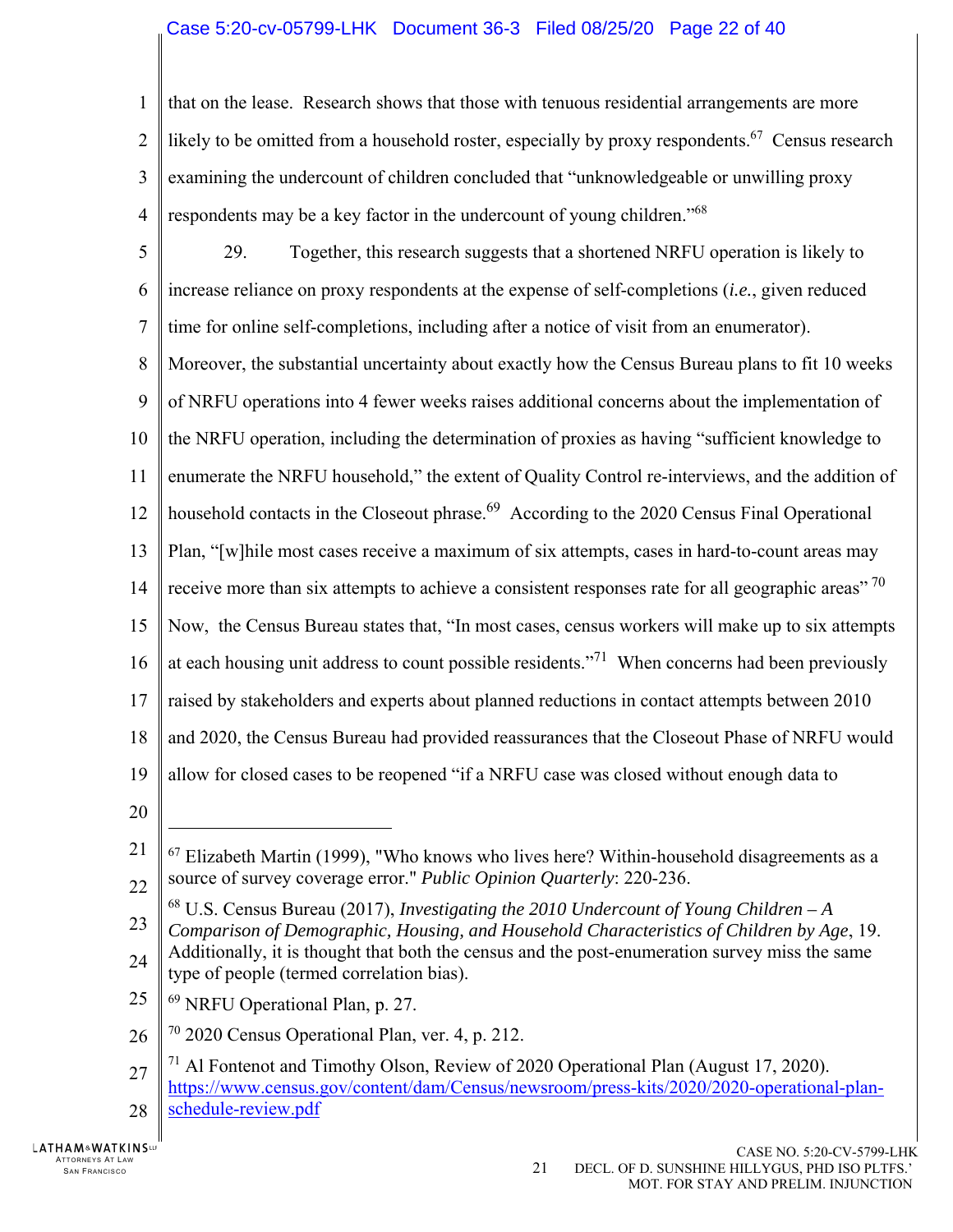that on the lease. Research shows that those with tenuous residential arrangements are more likely to be omitted from a household roster, especially by proxy respondents.[67] Census research examining the undercount of children concluded that "unknowledgeable or unwilling proxy respondents may be a key factor in the undercount of young children."[68]

29. Together, this research suggests that a shortened NRFU operation is likely to increase reliance on proxy respondents at the expense of self-completions (*i.e.*, given reduced time for online self-completions, including after a notice of visit from an enumerator). Moreover, the substantial uncertainty about exactly how the Census Bureau plans to fit 10 weeks of NRFU operations into 4 fewer weeks raises additional concerns about the implementation of the NRFU operation, including the determination of proxies as having "sufficient knowledge to enumerate the NRFU household," the extent of Quality Control re-interviews, and the addition of household contacts in the Closeout phrase.[69] According to the 2020 Census Final Operational Plan, "[w]hile most cases receive a maximum of six attempts, cases in hard-to-count areas may receive more than six attempts to achieve a consistent responses rate for all geographic areas" [70] Now, the Census Bureau states that, "In most cases, census workers will make up to six attempts at each housing unit address to count possible residents."[71] When concerns had been previously raised by stakeholders and experts about planned reductions in contact attempts between 2010 and 2020, the Census Bureau had provided reassurances that the Closeout Phase of NRFU would allow for closed cases to be reopened "if a NRFU case was closed without enough data to

---

[67] Elizabeth Martin (1999), "Who knows who lives here? Within-household disagreements as a source of survey coverage error." *Public Opinion Quarterly*: 220-236.

[68] U.S. Census Bureau (2017), *Investigating the 2010 Undercount of Young Children – A Comparison of Demographic, Housing, and Household Characteristics of Children by Age*, 19. Additionally, it is thought that both the census and the post-enumeration survey miss the same type of people (termed correlation bias).

[69] NRFU Operational Plan, p. 27.

[70] 2020 Census Operational Plan, ver. 4, p. 212.

[71] Al Fontenot and Timothy Olson, Review of 2020 Operational Plan (August 17, 2020). https://www.census.gov/content/dam/Census/newsroom/press-kits/2020/2020-operational-plan-schedule-review.pdf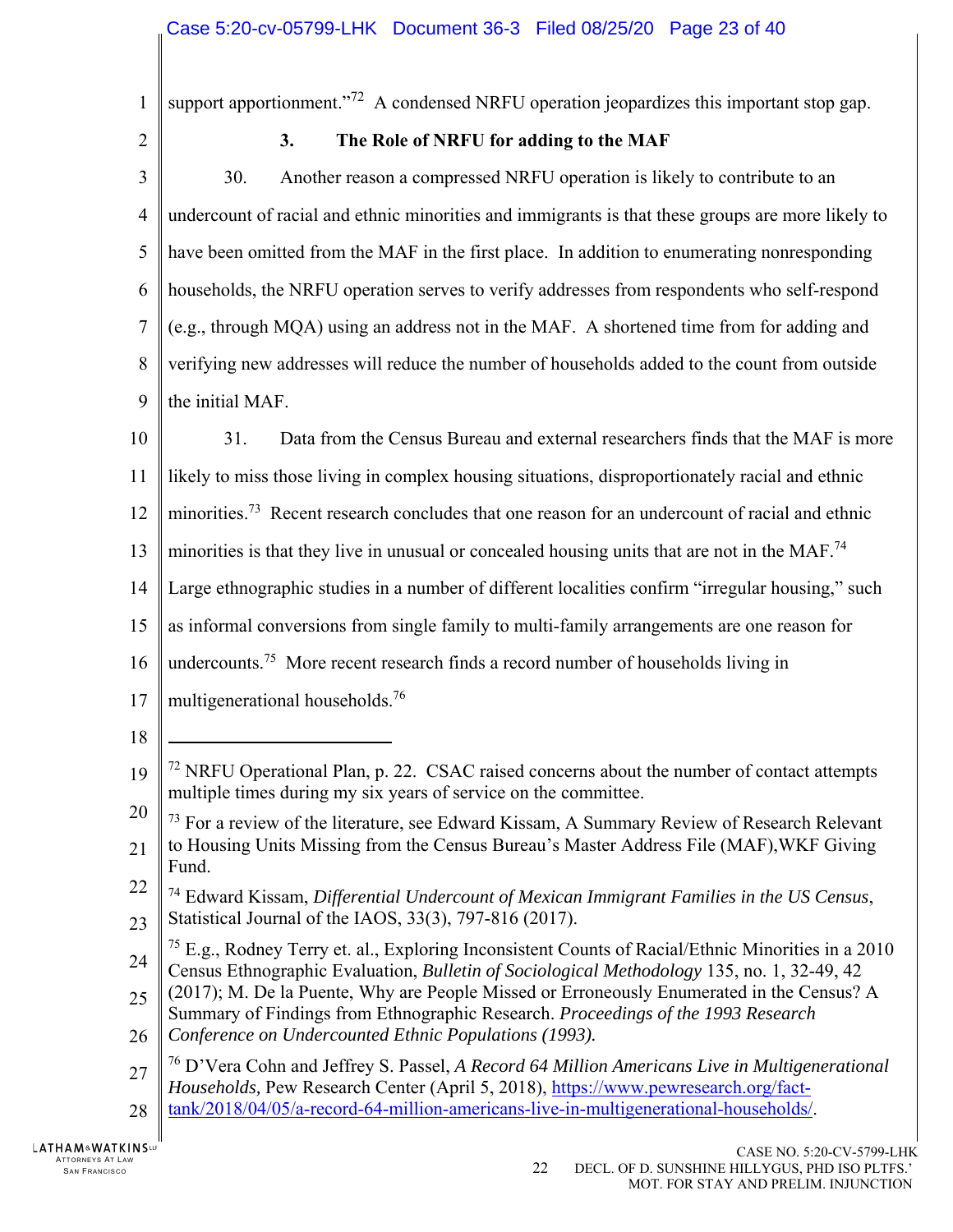support apportionment."[72] A condensed NRFU operation jeopardizes this important stop gap.

### 3. The Role of NRFU for adding to the MAF

30. Another reason a compressed NRFU operation is likely to contribute to an undercount of racial and ethnic minorities and immigrants is that these groups are more likely to have been omitted from the MAF in the first place. In addition to enumerating nonresponding households, the NRFU operation serves to verify addresses from respondents who self-respond (e.g., through MQA) using an address not in the MAF. A shortened time from for adding and verifying new addresses will reduce the number of households added to the count from outside the initial MAF.

31. Data from the Census Bureau and external researchers finds that the MAF is more likely to miss those living in complex housing situations, disproportionately racial and ethnic minorities.[73] Recent research concludes that one reason for an undercount of racial and ethnic minorities is that they live in unusual or concealed housing units that are not in the MAF.[74] Large ethnographic studies in a number of different localities confirm "irregular housing," such as informal conversions from single family to multi-family arrangements are one reason for undercounts.[75] More recent research finds a record number of households living in multigenerational households.[76]

---

[72] NRFU Operational Plan, p. 22. CSAC raised concerns about the number of contact attempts multiple times during my six years of service on the committee.

[73] For a review of the literature, see Edward Kissam, A Summary Review of Research Relevant to Housing Units Missing from the Census Bureau's Master Address File (MAF),WKF Giving Fund.

[74] Edward Kissam, *Differential Undercount of Mexican Immigrant Families in the US Census*, Statistical Journal of the IAOS, 33(3), 797-816 (2017).

[75] E.g., Rodney Terry et. al., Exploring Inconsistent Counts of Racial/Ethnic Minorities in a 2010 Census Ethnographic Evaluation, *Bulletin of Sociological Methodology* 135, no. 1, 32-49, 42 (2017); M. De la Puente, Why are People Missed or Erroneously Enumerated in the Census? A Summary of Findings from Ethnographic Research. *Proceedings of the 1993 Research Conference on Undercounted Ethnic Populations (1993).*

[76] D'Vera Cohn and Jeffrey S. Passel, *A Record 64 Million Americans Live in Multigenerational Households,* Pew Research Center (April 5, 2018), https://www.pewresearch.org/fact-tank/2018/04/05/a-record-64-million-americans-live-in-multigenerational-households/.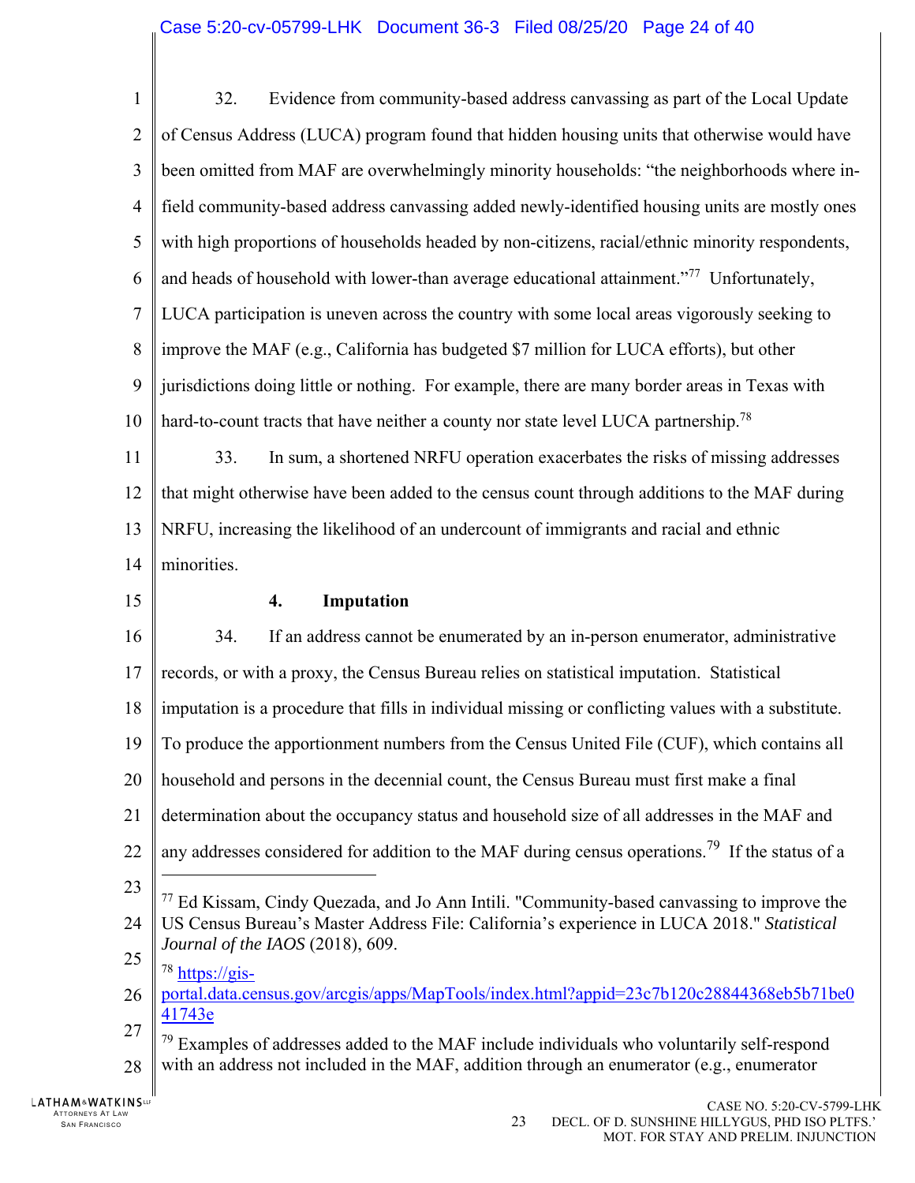32. Evidence from community-based address canvassing as part of the Local Update of Census Address (LUCA) program found that hidden housing units that otherwise would have been omitted from MAF are overwhelmingly minority households: "the neighborhoods where in-field community-based address canvassing added newly-identified housing units are mostly ones with high proportions of households headed by non-citizens, racial/ethnic minority respondents, and heads of household with lower-than average educational attainment."[77] Unfortunately, LUCA participation is uneven across the country with some local areas vigorously seeking to improve the MAF (e.g., California has budgeted $7 million for LUCA efforts), but other jurisdictions doing little or nothing. For example, there are many border areas in Texas with hard-to-count tracts that have neither a county nor state level LUCA partnership.[78]

33. In sum, a shortened NRFU operation exacerbates the risks of missing addresses that might otherwise have been added to the census count through additions to the MAF during NRFU, increasing the likelihood of an undercount of immigrants and racial and ethnic minorities.

**4. Imputation**

34. If an address cannot be enumerated by an in-person enumerator, administrative records, or with a proxy, the Census Bureau relies on statistical imputation. Statistical imputation is a procedure that fills in individual missing or conflicting values with a substitute. To produce the apportionment numbers from the Census United File (CUF), which contains all household and persons in the decennial count, the Census Bureau must first make a final determination about the occupancy status and household size of all addresses in the MAF and any addresses considered for addition to the MAF during census operations.[79] If the status of a

---

[77] Ed Kissam, Cindy Quezada, and Jo Ann Intili. "Community-based canvassing to improve the US Census Bureau's Master Address File: California's experience in LUCA 2018." *Statistical Journal of the IAOS* (2018), 609.

[78] https://gis-portal.data.census.gov/arcgis/apps/MapTools/index.html?appid=23c7b120c28844368eb5b71be041743e

[79] Examples of addresses added to the MAF include individuals who voluntarily self-respond with an address not included in the MAF, addition through an enumerator (e.g., enumerator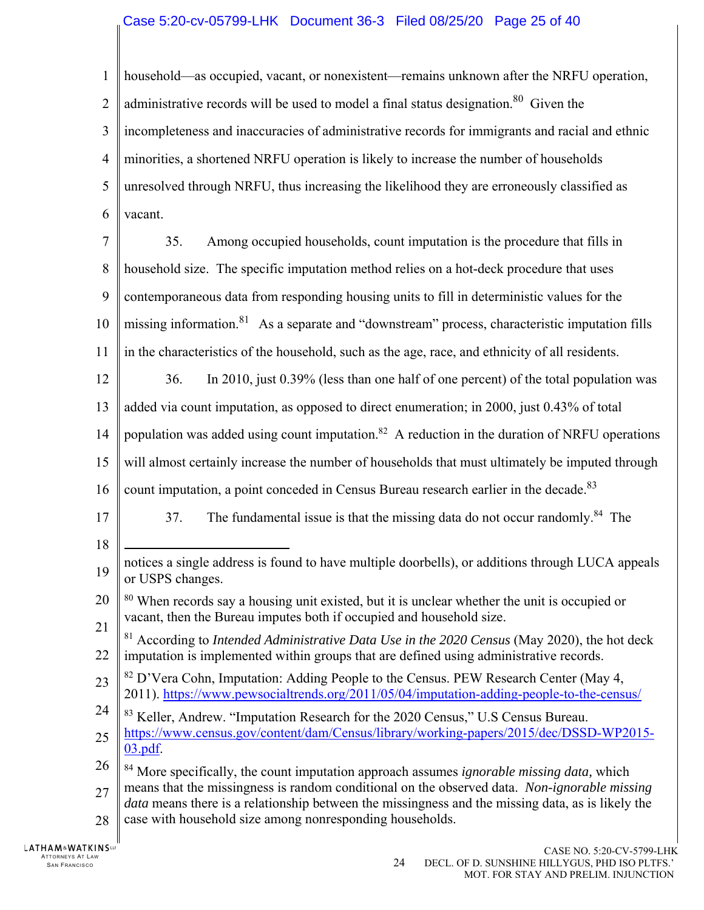household—as occupied, vacant, or nonexistent—remains unknown after the NRFU operation, administrative records will be used to model a final status designation.[80] Given the incompleteness and inaccuracies of administrative records for immigrants and racial and ethnic minorities, a shortened NRFU operation is likely to increase the number of households unresolved through NRFU, thus increasing the likelihood they are erroneously classified as vacant.

35. Among occupied households, count imputation is the procedure that fills in household size. The specific imputation method relies on a hot-deck procedure that uses contemporaneous data from responding housing units to fill in deterministic values for the missing information.[81] As a separate and "downstream" process, characteristic imputation fills in the characteristics of the household, such as the age, race, and ethnicity of all residents.

36. In 2010, just 0.39% (less than one half of one percent) of the total population was added via count imputation, as opposed to direct enumeration; in 2000, just 0.43% of total population was added using count imputation.[82] A reduction in the duration of NRFU operations will almost certainly increase the number of households that must ultimately be imputed through count imputation, a point conceded in Census Bureau research earlier in the decade.[83]

37. The fundamental issue is that the missing data do not occur randomly.[84] The

---

notices a single address is found to have multiple doorbells), or additions through LUCA appeals or USPS changes.

[80] When records say a housing unit existed, but it is unclear whether the unit is occupied or vacant, then the Bureau imputes both if occupied and household size.

[81] According to *Intended Administrative Data Use in the 2020 Census* (May 2020), the hot deck imputation is implemented within groups that are defined using administrative records.

[82] D'Vera Cohn, Imputation: Adding People to the Census. PEW Research Center (May 4, 2011). https://www.pewsocialtrends.org/2011/05/04/imputation-adding-people-to-the-census/

[83] Keller, Andrew. "Imputation Research for the 2020 Census," U.S Census Bureau. https://www.census.gov/content/dam/Census/library/working-papers/2015/dec/DSSD-WP2015-03.pdf.

[84] More specifically, the count imputation approach assumes *ignorable missing data,* which means that the missingness is random conditional on the observed data. *Non-ignorable missing data* means there is a relationship between the missingness and the missing data, as is likely the case with household size among nonresponding households.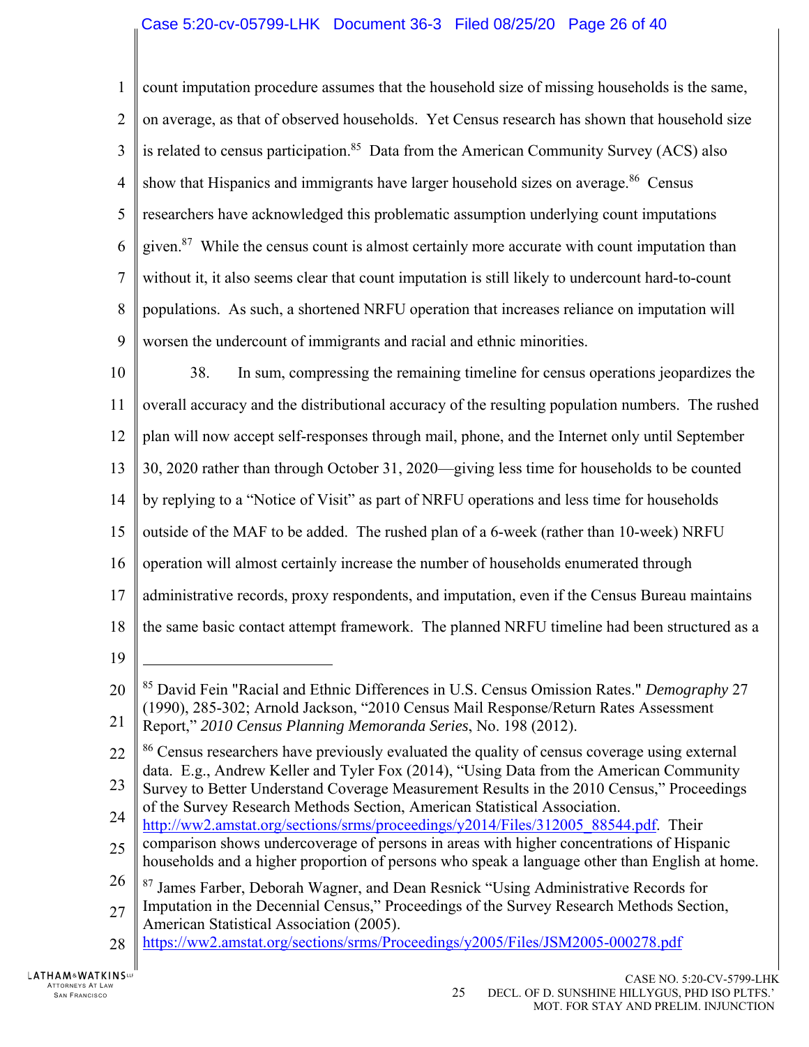count imputation procedure assumes that the household size of missing households is the same, on average, as that of observed households. Yet Census research has shown that household size is related to census participation.[85] Data from the American Community Survey (ACS) also show that Hispanics and immigrants have larger household sizes on average.[86] Census researchers have acknowledged this problematic assumption underlying count imputations given.[87] While the census count is almost certainly more accurate with count imputation than without it, it also seems clear that count imputation is still likely to undercount hard-to-count populations. As such, a shortened NRFU operation that increases reliance on imputation will worsen the undercount of immigrants and racial and ethnic minorities.

38. In sum, compressing the remaining timeline for census operations jeopardizes the overall accuracy and the distributional accuracy of the resulting population numbers. The rushed plan will now accept self-responses through mail, phone, and the Internet only until September 30, 2020 rather than through October 31, 2020—giving less time for households to be counted by replying to a "Notice of Visit" as part of NRFU operations and less time for households outside of the MAF to be added. The rushed plan of a 6-week (rather than 10-week) NRFU operation will almost certainly increase the number of households enumerated through administrative records, proxy respondents, and imputation, even if the Census Bureau maintains the same basic contact attempt framework. The planned NRFU timeline had been structured as a

---

[85] David Fein "Racial and Ethnic Differences in U.S. Census Omission Rates." *Demography* 27 (1990), 285-302; Arnold Jackson, "2010 Census Mail Response/Return Rates Assessment Report," *2010 Census Planning Memoranda Series*, No. 198 (2012).

[86] Census researchers have previously evaluated the quality of census coverage using external data. E.g., Andrew Keller and Tyler Fox (2014), "Using Data from the American Community Survey to Better Understand Coverage Measurement Results in the 2010 Census," Proceedings of the Survey Research Methods Section, American Statistical Association. http://ww2.amstat.org/sections/srms/proceedings/y2014/Files/312005_88544.pdf. Their comparison shows undercoverage of persons in areas with higher concentrations of Hispanic households and a higher proportion of persons who speak a language other than English at home.

[87] James Farber, Deborah Wagner, and Dean Resnick "Using Administrative Records for Imputation in the Decennial Census," Proceedings of the Survey Research Methods Section, American Statistical Association (2005). https://ww2.amstat.org/sections/srms/Proceedings/y2005/Files/JSM2005-000278.pdf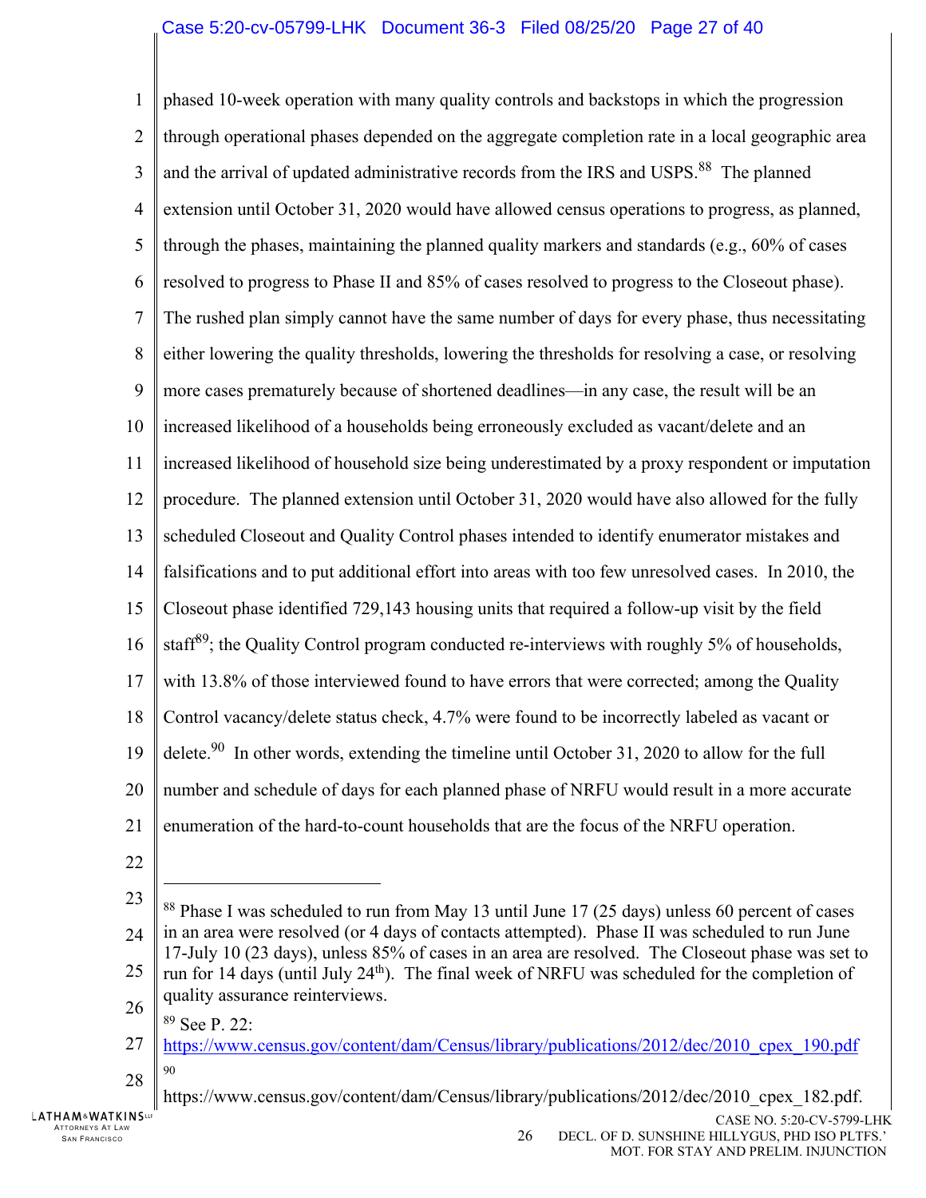phased 10-week operation with many quality controls and backstops in which the progression through operational phases depended on the aggregate completion rate in a local geographic area and the arrival of updated administrative records from the IRS and USPS.[88] The planned extension until October 31, 2020 would have allowed census operations to progress, as planned, through the phases, maintaining the planned quality markers and standards (e.g., 60% of cases resolved to progress to Phase II and 85% of cases resolved to progress to the Closeout phase). The rushed plan simply cannot have the same number of days for every phase, thus necessitating either lowering the quality thresholds, lowering the thresholds for resolving a case, or resolving more cases prematurely because of shortened deadlines—in any case, the result will be an increased likelihood of a households being erroneously excluded as vacant/delete and an increased likelihood of household size being underestimated by a proxy respondent or imputation procedure. The planned extension until October 31, 2020 would have also allowed for the fully scheduled Closeout and Quality Control phases intended to identify enumerator mistakes and falsifications and to put additional effort into areas with too few unresolved cases. In 2010, the Closeout phase identified 729,143 housing units that required a follow-up visit by the field staff[89]; the Quality Control program conducted re-interviews with roughly 5% of households, with 13.8% of those interviewed found to have errors that were corrected; among the Quality Control vacancy/delete status check, 4.7% were found to be incorrectly labeled as vacant or delete.[90] In other words, extending the timeline until October 31, 2020 to allow for the full number and schedule of days for each planned phase of NRFU would result in a more accurate enumeration of the hard-to-count households that are the focus of the NRFU operation.

---

[88] Phase I was scheduled to run from May 13 until June 17 (25 days) unless 60 percent of cases in an area were resolved (or 4 days of contacts attempted). Phase II was scheduled to run June 17-July 10 (23 days), unless 85% of cases in an area are resolved. The Closeout phase was set to run for 14 days (until July 24th). The final week of NRFU was scheduled for the completion of quality assurance reinterviews.

[89] See P. 22: https://www.census.gov/content/dam/Census/library/publications/2012/dec/2010_cpex_190.pdf

[90] https://www.census.gov/content/dam/Census/library/publications/2012/dec/2010_cpex_182.pdf.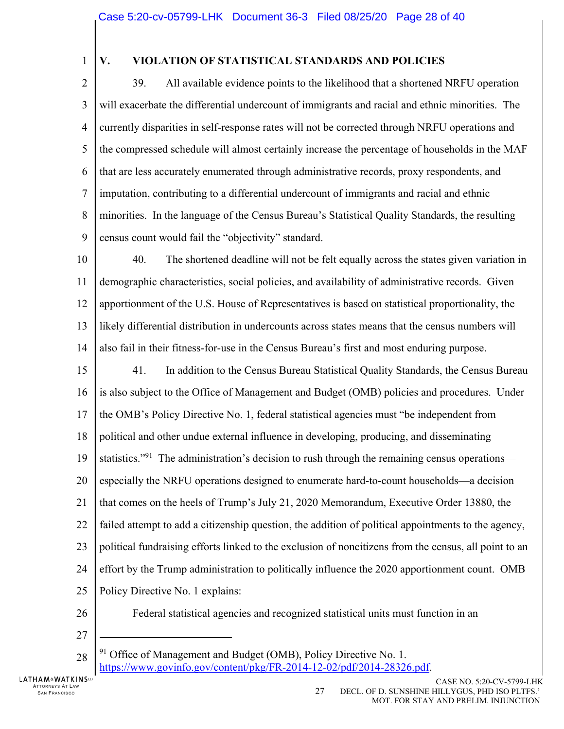## V. VIOLATION OF STATISTICAL STANDARDS AND POLICIES

39. All available evidence points to the likelihood that a shortened NRFU operation will exacerbate the differential undercount of immigrants and racial and ethnic minorities. The currently disparities in self-response rates will not be corrected through NRFU operations and the compressed schedule will almost certainly increase the percentage of households in the MAF that are less accurately enumerated through administrative records, proxy respondents, and imputation, contributing to a differential undercount of immigrants and racial and ethnic minorities. In the language of the Census Bureau's Statistical Quality Standards, the resulting census count would fail the "objectivity" standard.

40. The shortened deadline will not be felt equally across the states given variation in demographic characteristics, social policies, and availability of administrative records. Given apportionment of the U.S. House of Representatives is based on statistical proportionality, the likely differential distribution in undercounts across states means that the census numbers will also fail in their fitness-for-use in the Census Bureau's first and most enduring purpose.

41. In addition to the Census Bureau Statistical Quality Standards, the Census Bureau is also subject to the Office of Management and Budget (OMB) policies and procedures. Under the OMB's Policy Directive No. 1, federal statistical agencies must "be independent from political and other undue external influence in developing, producing, and disseminating statistics."[91] The administration's decision to rush through the remaining census operations—especially the NRFU operations designed to enumerate hard-to-count households—a decision that comes on the heels of Trump's July 21, 2020 Memorandum, Executive Order 13880, the failed attempt to add a citizenship question, the addition of political appointments to the agency, political fundraising efforts linked to the exclusion of noncitizens from the census, all point to an effort by the Trump administration to politically influence the 2020 apportionment count. OMB Policy Directive No. 1 explains:

> Federal statistical agencies and recognized statistical units must function in an

---

[91] Office of Management and Budget (OMB), Policy Directive No. 1. https://www.govinfo.gov/content/pkg/FR-2014-12-02/pdf/2014-28326.pdf.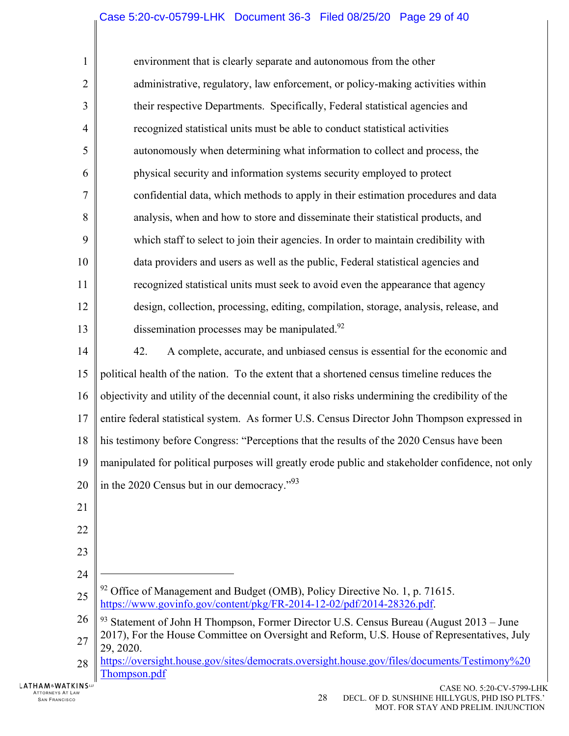> environment that is clearly separate and autonomous from the other administrative, regulatory, law enforcement, or policy-making activities within their respective Departments. Specifically, Federal statistical agencies and recognized statistical units must be able to conduct statistical activities autonomously when determining what information to collect and process, the physical security and information systems security employed to protect confidential data, which methods to apply in their estimation procedures and data analysis, when and how to store and disseminate their statistical products, and which staff to select to join their agencies. In order to maintain credibility with data providers and users as well as the public, Federal statistical agencies and recognized statistical units must seek to avoid even the appearance that agency design, collection, processing, editing, compilation, storage, analysis, release, and dissemination processes may be manipulated.[92]

42. A complete, accurate, and unbiased census is essential for the economic and political health of the nation. To the extent that a shortened census timeline reduces the objectivity and utility of the decennial count, it also risks undermining the credibility of the entire federal statistical system. As former U.S. Census Director John Thompson expressed in his testimony before Congress: "Perceptions that the results of the 2020 Census have been manipulated for political purposes will greatly erode public and stakeholder confidence, not only in the 2020 Census but in our democracy."[93]

---

[92] Office of Management and Budget (OMB), Policy Directive No. 1, p. 71615. https://www.govinfo.gov/content/pkg/FR-2014-12-02/pdf/2014-28326.pdf.

[93] Statement of John H Thompson, Former Director U.S. Census Bureau (August 2013 – June 2017), For the House Committee on Oversight and Reform, U.S. House of Representatives, July 29, 2020. https://oversight.house.gov/sites/democrats.oversight.house.gov/files/documents/Testimony%20Thompson.pdf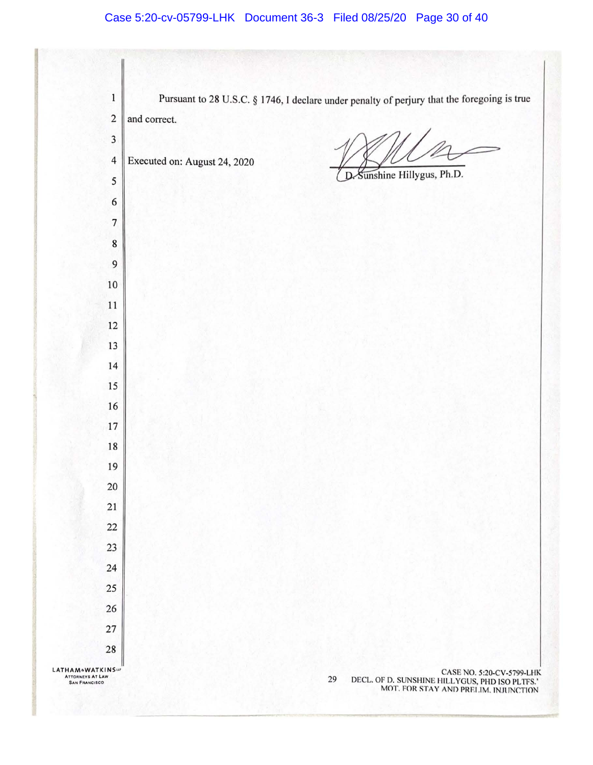Pursuant to 28 U.S.C. § 1746, I declare under penalty of perjury that the foregoing is true and correct.

Executed on: August 24, 2020

D. Sunshine Hillygus, Ph.D.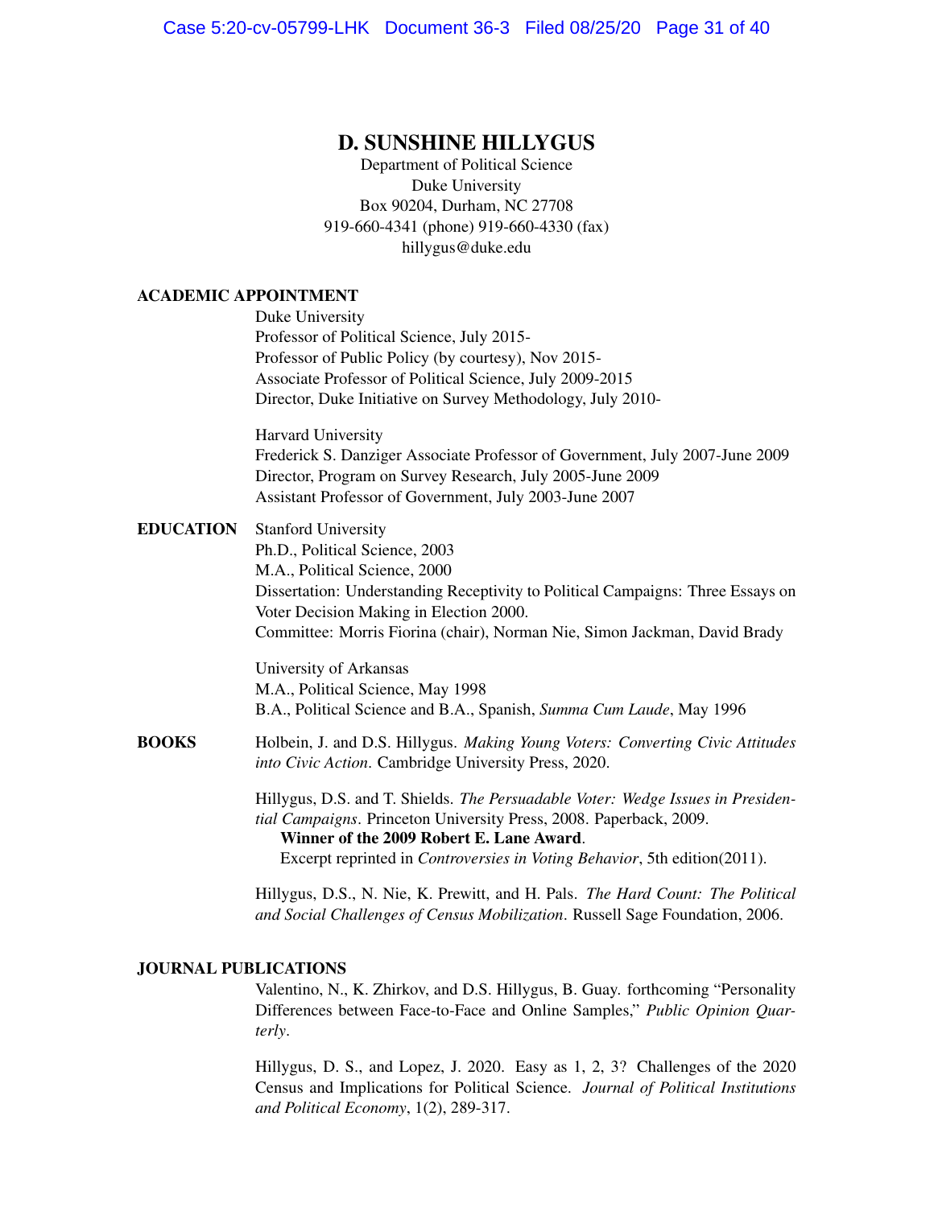# D. SUNSHINE HILLYGUS

Department of Political Science
Duke University
Box 90204, Durham, NC 27708
919-660-4341 (phone) 919-660-4330 (fax)
hillygus@duke.edu

## ACADEMIC APPOINTMENT

Duke University
Professor of Political Science, July 2015-
Professor of Public Policy (by courtesy), Nov 2015-
Associate Professor of Political Science, July 2009-2015
Director, Duke Initiative on Survey Methodology, July 2010-

Harvard University
Frederick S. Danziger Associate Professor of Government, July 2007-June 2009
Director, Program on Survey Research, July 2005-June 2009
Assistant Professor of Government, July 2003-June 2007

## EDUCATION

Stanford University
Ph.D., Political Science, 2003
M.A., Political Science, 2000
Dissertation: Understanding Receptivity to Political Campaigns: Three Essays on Voter Decision Making in Election 2000.
Committee: Morris Fiorina (chair), Norman Nie, Simon Jackman, David Brady

University of Arkansas
M.A., Political Science, May 1998
B.A., Political Science and B.A., Spanish, *Summa Cum Laude*, May 1996

## BOOKS

Holbein, J. and D.S. Hillygus. *Making Young Voters: Converting Civic Attitudes into Civic Action*. Cambridge University Press, 2020.

Hillygus, D.S. and T. Shields. *The Persuadable Voter: Wedge Issues in Presidential Campaigns*. Princeton University Press, 2008. Paperback, 2009.
**Winner of the 2009 Robert E. Lane Award**.
Excerpt reprinted in *Controversies in Voting Behavior*, 5th edition(2011).

Hillygus, D.S., N. Nie, K. Prewitt, and H. Pals. *The Hard Count: The Political and Social Challenges of Census Mobilization*. Russell Sage Foundation, 2006.

## JOURNAL PUBLICATIONS

Valentino, N., K. Zhirkov, and D.S. Hillygus, B. Guay. forthcoming "Personality Differences between Face-to-Face and Online Samples," *Public Opinion Quarterly*.

Hillygus, D. S., and Lopez, J. 2020. Easy as 1, 2, 3? Challenges of the 2020 Census and Implications for Political Science. *Journal of Political Institutions and Political Economy*, 1(2), 289-317.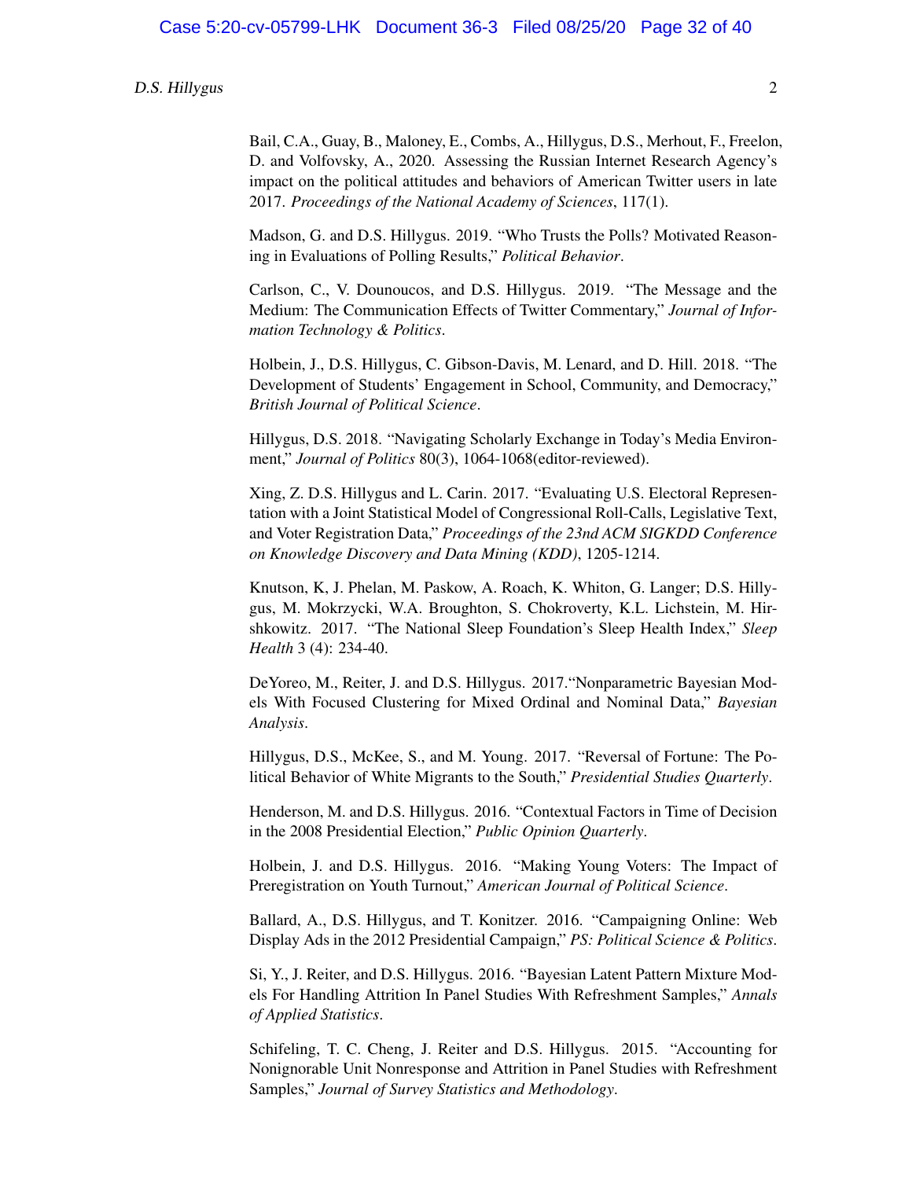Bail, C.A., Guay, B., Maloney, E., Combs, A., Hillygus, D.S., Merhout, F., Freelon, D. and Volfovsky, A., 2020. Assessing the Russian Internet Research Agency's impact on the political attitudes and behaviors of American Twitter users in late 2017. *Proceedings of the National Academy of Sciences*, 117(1).

Madson, G. and D.S. Hillygus. 2019. "Who Trusts the Polls? Motivated Reasoning in Evaluations of Polling Results," *Political Behavior*.

Carlson, C., V. Dounoucos, and D.S. Hillygus. 2019. "The Message and the Medium: The Communication Effects of Twitter Commentary," *Journal of Information Technology & Politics*.

Holbein, J., D.S. Hillygus, C. Gibson-Davis, M. Lenard, and D. Hill. 2018. "The Development of Students' Engagement in School, Community, and Democracy," *British Journal of Political Science*.

Hillygus, D.S. 2018. "Navigating Scholarly Exchange in Today's Media Environment," *Journal of Politics* 80(3), 1064-1068(editor-reviewed).

Xing, Z. D.S. Hillygus and L. Carin. 2017. "Evaluating U.S. Electoral Representation with a Joint Statistical Model of Congressional Roll-Calls, Legislative Text, and Voter Registration Data," *Proceedings of the 23nd ACM SIGKDD Conference on Knowledge Discovery and Data Mining (KDD)*, 1205-1214.

Knutson, K, J. Phelan, M. Paskow, A. Roach, K. Whiton, G. Langer; D.S. Hillygus, M. Mokrzycki, W.A. Broughton, S. Chokroverty, K.L. Lichstein, M. Hirshkowitz. 2017. "The National Sleep Foundation's Sleep Health Index," *Sleep Health* 3 (4): 234-40.

DeYoreo, M., Reiter, J. and D.S. Hillygus. 2017."Nonparametric Bayesian Models With Focused Clustering for Mixed Ordinal and Nominal Data," *Bayesian Analysis*.

Hillygus, D.S., McKee, S., and M. Young. 2017. "Reversal of Fortune: The Political Behavior of White Migrants to the South," *Presidential Studies Quarterly*.

Henderson, M. and D.S. Hillygus. 2016. "Contextual Factors in Time of Decision in the 2008 Presidential Election," *Public Opinion Quarterly*.

Holbein, J. and D.S. Hillygus. 2016. "Making Young Voters: The Impact of Preregistration on Youth Turnout," *American Journal of Political Science*.

Ballard, A., D.S. Hillygus, and T. Konitzer. 2016. "Campaigning Online: Web Display Ads in the 2012 Presidential Campaign," *PS: Political Science & Politics*.

Si, Y., J. Reiter, and D.S. Hillygus. 2016. "Bayesian Latent Pattern Mixture Models For Handling Attrition In Panel Studies With Refreshment Samples," *Annals of Applied Statistics*.

Schifeling, T. C. Cheng, J. Reiter and D.S. Hillygus. 2015. "Accounting for Nonignorable Unit Nonresponse and Attrition in Panel Studies with Refreshment Samples," *Journal of Survey Statistics and Methodology*.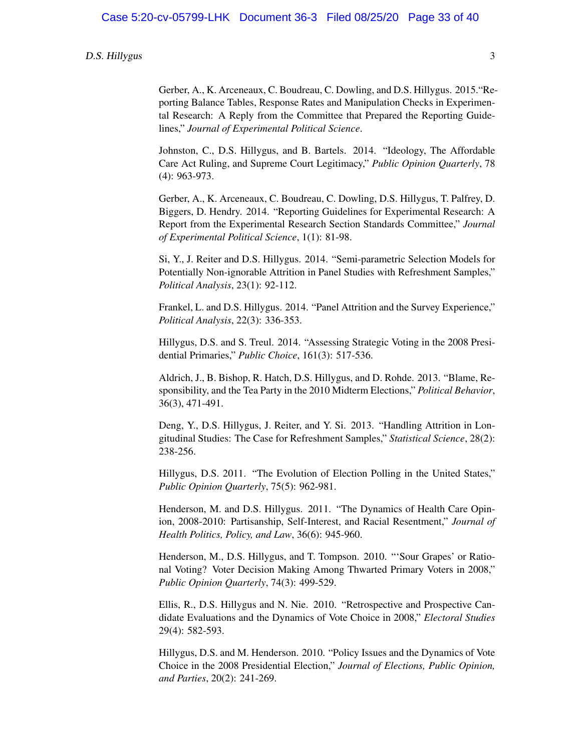Gerber, A., K. Arceneaux, C. Boudreau, C. Dowling, and D.S. Hillygus. 2015."Reporting Balance Tables, Response Rates and Manipulation Checks in Experimental Research: A Reply from the Committee that Prepared the Reporting Guidelines," *Journal of Experimental Political Science*.

Johnston, C., D.S. Hillygus, and B. Bartels. 2014. "Ideology, The Affordable Care Act Ruling, and Supreme Court Legitimacy," *Public Opinion Quarterly*, 78 (4): 963-973.

Gerber, A., K. Arceneaux, C. Boudreau, C. Dowling, D.S. Hillygus, T. Palfrey, D. Biggers, D. Hendry. 2014. "Reporting Guidelines for Experimental Research: A Report from the Experimental Research Section Standards Committee," *Journal of Experimental Political Science*, 1(1): 81-98.

Si, Y., J. Reiter and D.S. Hillygus. 2014. "Semi-parametric Selection Models for Potentially Non-ignorable Attrition in Panel Studies with Refreshment Samples," *Political Analysis*, 23(1): 92-112.

Frankel, L. and D.S. Hillygus. 2014. "Panel Attrition and the Survey Experience," *Political Analysis*, 22(3): 336-353.

Hillygus, D.S. and S. Treul. 2014. "Assessing Strategic Voting in the 2008 Presidential Primaries," *Public Choice*, 161(3): 517-536.

Aldrich, J., B. Bishop, R. Hatch, D.S. Hillygus, and D. Rohde. 2013. "Blame, Responsibility, and the Tea Party in the 2010 Midterm Elections," *Political Behavior*, 36(3), 471-491.

Deng, Y., D.S. Hillygus, J. Reiter, and Y. Si. 2013. "Handling Attrition in Longitudinal Studies: The Case for Refreshment Samples," *Statistical Science*, 28(2): 238-256.

Hillygus, D.S. 2011. "The Evolution of Election Polling in the United States," *Public Opinion Quarterly*, 75(5): 962-981.

Henderson, M. and D.S. Hillygus. 2011. "The Dynamics of Health Care Opinion, 2008-2010: Partisanship, Self-Interest, and Racial Resentment," *Journal of Health Politics, Policy, and Law*, 36(6): 945-960.

Henderson, M., D.S. Hillygus, and T. Tompson. 2010. "'Sour Grapes' or Rational Voting? Voter Decision Making Among Thwarted Primary Voters in 2008," *Public Opinion Quarterly*, 74(3): 499-529.

Ellis, R., D.S. Hillygus and N. Nie. 2010. "Retrospective and Prospective Candidate Evaluations and the Dynamics of Vote Choice in 2008," *Electoral Studies* 29(4): 582-593.

Hillygus, D.S. and M. Henderson. 2010. "Policy Issues and the Dynamics of Vote Choice in the 2008 Presidential Election," *Journal of Elections, Public Opinion, and Parties*, 20(2): 241-269.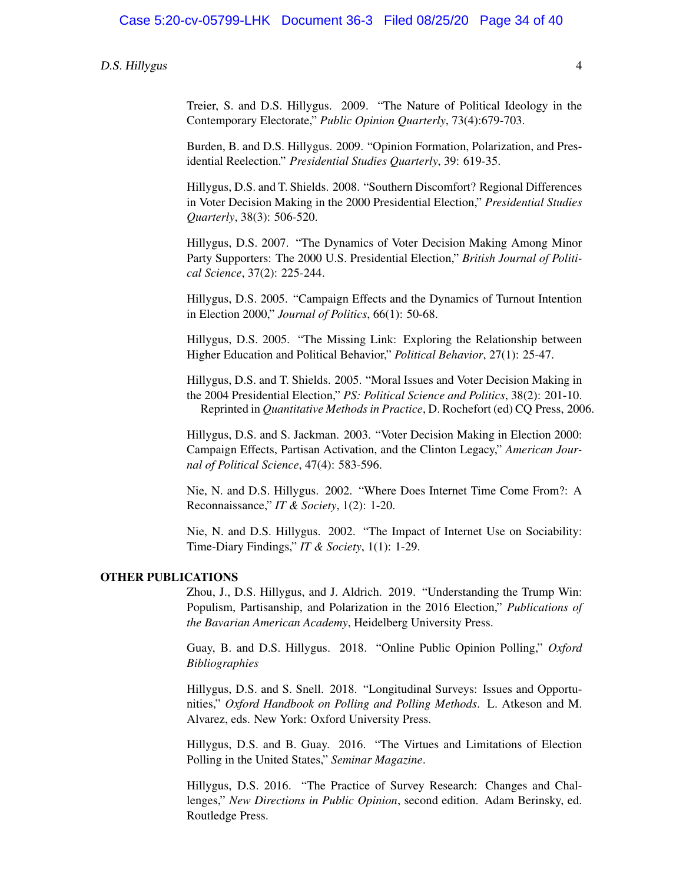Treier, S. and D.S. Hillygus. 2009. "The Nature of Political Ideology in the Contemporary Electorate," *Public Opinion Quarterly*, 73(4):679-703.

Burden, B. and D.S. Hillygus. 2009. "Opinion Formation, Polarization, and Presidential Reelection." *Presidential Studies Quarterly*, 39: 619-35.

Hillygus, D.S. and T. Shields. 2008. "Southern Discomfort? Regional Differences in Voter Decision Making in the 2000 Presidential Election," *Presidential Studies Quarterly*, 38(3): 506-520.

Hillygus, D.S. 2007. "The Dynamics of Voter Decision Making Among Minor Party Supporters: The 2000 U.S. Presidential Election," *British Journal of Political Science*, 37(2): 225-244.

Hillygus, D.S. 2005. "Campaign Effects and the Dynamics of Turnout Intention in Election 2000," *Journal of Politics*, 66(1): 50-68.

Hillygus, D.S. 2005. "The Missing Link: Exploring the Relationship between Higher Education and Political Behavior," *Political Behavior*, 27(1): 25-47.

Hillygus, D.S. and T. Shields. 2005. "Moral Issues and Voter Decision Making in the 2004 Presidential Election," *PS: Political Science and Politics*, 38(2): 201-10.
Reprinted in *Quantitative Methods in Practice*, D. Rochefort (ed) CQ Press, 2006.

Hillygus, D.S. and S. Jackman. 2003. "Voter Decision Making in Election 2000: Campaign Effects, Partisan Activation, and the Clinton Legacy," *American Journal of Political Science*, 47(4): 583-596.

Nie, N. and D.S. Hillygus. 2002. "Where Does Internet Time Come From?: A Reconnaissance," *IT & Society*, 1(2): 1-20.

Nie, N. and D.S. Hillygus. 2002. "The Impact of Internet Use on Sociability: Time-Diary Findings," *IT & Society*, 1(1): 1-29.

**OTHER PUBLICATIONS**

Zhou, J., D.S. Hillygus, and J. Aldrich. 2019. "Understanding the Trump Win: Populism, Partisanship, and Polarization in the 2016 Election," *Publications of the Bavarian American Academy*, Heidelberg University Press.

Guay, B. and D.S. Hillygus. 2018. "Online Public Opinion Polling," *Oxford Bibliographies*

Hillygus, D.S. and S. Snell. 2018. "Longitudinal Surveys: Issues and Opportunities," *Oxford Handbook on Polling and Polling Methods*. L. Atkeson and M. Alvarez, eds. New York: Oxford University Press.

Hillygus, D.S. and B. Guay. 2016. "The Virtues and Limitations of Election Polling in the United States," *Seminar Magazine*.

Hillygus, D.S. 2016. "The Practice of Survey Research: Changes and Challenges," *New Directions in Public Opinion*, second edition. Adam Berinsky, ed. Routledge Press.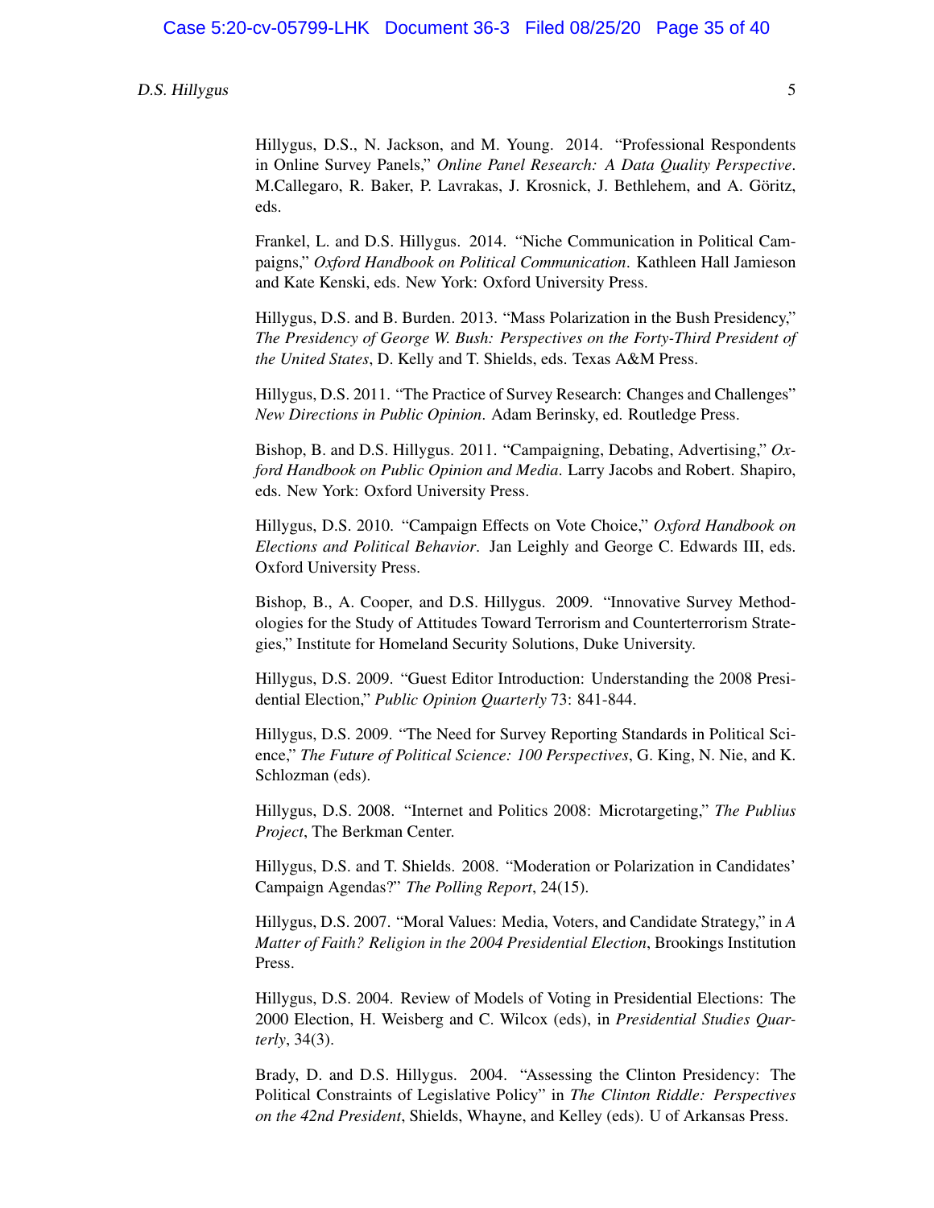Hillygus, D.S., N. Jackson, and M. Young. 2014. "Professional Respondents in Online Survey Panels," *Online Panel Research: A Data Quality Perspective*. M.Callegaro, R. Baker, P. Lavrakas, J. Krosnick, J. Bethlehem, and A. Göritz, eds.

Frankel, L. and D.S. Hillygus. 2014. "Niche Communication in Political Campaigns," *Oxford Handbook on Political Communication*. Kathleen Hall Jamieson and Kate Kenski, eds. New York: Oxford University Press.

Hillygus, D.S. and B. Burden. 2013. "Mass Polarization in the Bush Presidency," *The Presidency of George W. Bush: Perspectives on the Forty-Third President of the United States*, D. Kelly and T. Shields, eds. Texas A&M Press.

Hillygus, D.S. 2011. "The Practice of Survey Research: Changes and Challenges" *New Directions in Public Opinion*. Adam Berinsky, ed. Routledge Press.

Bishop, B. and D.S. Hillygus. 2011. "Campaigning, Debating, Advertising," *Oxford Handbook on Public Opinion and Media*. Larry Jacobs and Robert. Shapiro, eds. New York: Oxford University Press.

Hillygus, D.S. 2010. "Campaign Effects on Vote Choice," *Oxford Handbook on Elections and Political Behavior*. Jan Leighly and George C. Edwards III, eds. Oxford University Press.

Bishop, B., A. Cooper, and D.S. Hillygus. 2009. "Innovative Survey Methodologies for the Study of Attitudes Toward Terrorism and Counterterrorism Strategies," Institute for Homeland Security Solutions, Duke University.

Hillygus, D.S. 2009. "Guest Editor Introduction: Understanding the 2008 Presidential Election," *Public Opinion Quarterly* 73: 841-844.

Hillygus, D.S. 2009. "The Need for Survey Reporting Standards in Political Science," *The Future of Political Science: 100 Perspectives*, G. King, N. Nie, and K. Schlozman (eds).

Hillygus, D.S. 2008. "Internet and Politics 2008: Microtargeting," *The Publius Project*, The Berkman Center.

Hillygus, D.S. and T. Shields. 2008. "Moderation or Polarization in Candidates' Campaign Agendas?" *The Polling Report*, 24(15).

Hillygus, D.S. 2007. "Moral Values: Media, Voters, and Candidate Strategy," in *A Matter of Faith? Religion in the 2004 Presidential Election*, Brookings Institution Press.

Hillygus, D.S. 2004. Review of Models of Voting in Presidential Elections: The 2000 Election, H. Weisberg and C. Wilcox (eds), in *Presidential Studies Quarterly*, 34(3).

Brady, D. and D.S. Hillygus. 2004. "Assessing the Clinton Presidency: The Political Constraints of Legislative Policy" in *The Clinton Riddle: Perspectives on the 42nd President*, Shields, Whayne, and Kelley (eds). U of Arkansas Press.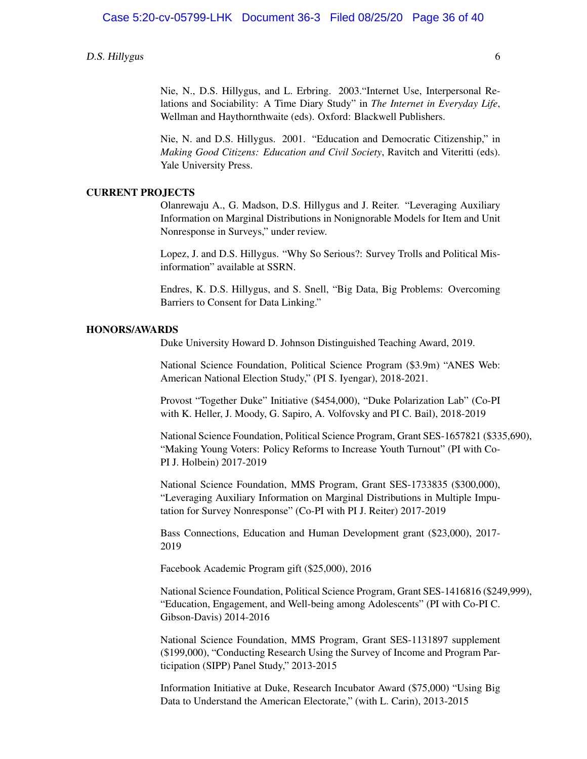Nie, N., D.S. Hillygus, and L. Erbring. 2003."Internet Use, Interpersonal Relations and Sociability: A Time Diary Study" in *The Internet in Everyday Life*, Wellman and Haythornthwaite (eds). Oxford: Blackwell Publishers.

Nie, N. and D.S. Hillygus. 2001. "Education and Democratic Citizenship," in *Making Good Citizens: Education and Civil Society*, Ravitch and Viteritti (eds). Yale University Press.

## CURRENT PROJECTS

Olanrewaju A., G. Madson, D.S. Hillygus and J. Reiter. "Leveraging Auxiliary Information on Marginal Distributions in Nonignorable Models for Item and Unit Nonresponse in Surveys," under review.

Lopez, J. and D.S. Hillygus. "Why So Serious?: Survey Trolls and Political Misinformation" available at SSRN.

Endres, K. D.S. Hillygus, and S. Snell, "Big Data, Big Problems: Overcoming Barriers to Consent for Data Linking."

## HONORS/AWARDS

Duke University Howard D. Johnson Distinguished Teaching Award, 2019.

National Science Foundation, Political Science Program ($3.9m) "ANES Web: American National Election Study," (PI S. Iyengar), 2018-2021.

Provost "Together Duke" Initiative ($454,000), "Duke Polarization Lab" (Co-PI with K. Heller, J. Moody, G. Sapiro, A. Volfovsky and PI C. Bail), 2018-2019

National Science Foundation, Political Science Program, Grant SES-1657821 ($335,690), "Making Young Voters: Policy Reforms to Increase Youth Turnout" (PI with Co-PI J. Holbein) 2017-2019

National Science Foundation, MMS Program, Grant SES-1733835 ($300,000), "Leveraging Auxiliary Information on Marginal Distributions in Multiple Imputation for Survey Nonresponse" (Co-PI with PI J. Reiter) 2017-2019

Bass Connections, Education and Human Development grant ($23,000), 2017-2019

Facebook Academic Program gift ($25,000), 2016

National Science Foundation, Political Science Program, Grant SES-1416816 ($249,999), "Education, Engagement, and Well-being among Adolescents" (PI with Co-PI C. Gibson-Davis) 2014-2016

National Science Foundation, MMS Program, Grant SES-1131897 supplement ($199,000), "Conducting Research Using the Survey of Income and Program Participation (SIPP) Panel Study," 2013-2015

Information Initiative at Duke, Research Incubator Award ($75,000) "Using Big Data to Understand the American Electorate," (with L. Carin), 2013-2015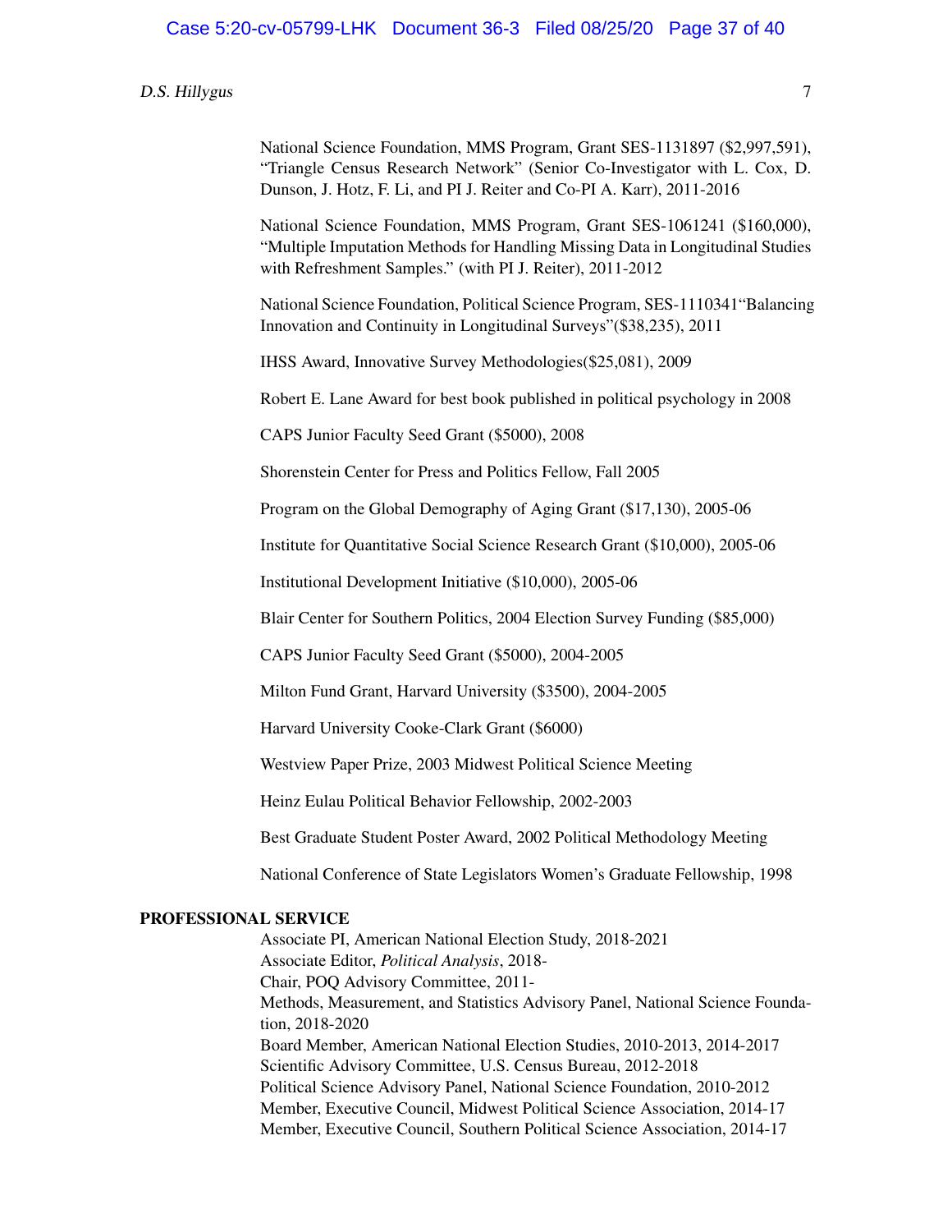National Science Foundation, MMS Program, Grant SES-1131897 ($2,997,591), “Triangle Census Research Network” (Senior Co-Investigator with L. Cox, D. Dunson, J. Hotz, F. Li, and PI J. Reiter and Co-PI A. Karr), 2011-2016

National Science Foundation, MMS Program, Grant SES-1061241 ($160,000), “Multiple Imputation Methods for Handling Missing Data in Longitudinal Studies with Refreshment Samples.” (with PI J. Reiter), 2011-2012

National Science Foundation, Political Science Program, SES-1110341“Balancing Innovation and Continuity in Longitudinal Surveys”($38,235), 2011

IHSS Award, Innovative Survey Methodologies($25,081), 2009

Robert E. Lane Award for best book published in political psychology in 2008

CAPS Junior Faculty Seed Grant ($5000), 2008

Shorenstein Center for Press and Politics Fellow, Fall 2005

Program on the Global Demography of Aging Grant ($17,130), 2005-06

Institute for Quantitative Social Science Research Grant ($10,000), 2005-06

Institutional Development Initiative ($10,000), 2005-06

Blair Center for Southern Politics, 2004 Election Survey Funding ($85,000)

CAPS Junior Faculty Seed Grant ($5000), 2004-2005

Milton Fund Grant, Harvard University ($3500), 2004-2005

Harvard University Cooke-Clark Grant ($6000)

Westview Paper Prize, 2003 Midwest Political Science Meeting

Heinz Eulau Political Behavior Fellowship, 2002-2003

Best Graduate Student Poster Award, 2002 Political Methodology Meeting

National Conference of State Legislators Women’s Graduate Fellowship, 1998

## PROFESSIONAL SERVICE

Associate PI, American National Election Study, 2018-2021
Associate Editor, *Political Analysis*, 2018-
Chair, POQ Advisory Committee, 2011-
Methods, Measurement, and Statistics Advisory Panel, National Science Foundation, 2018-2020
Board Member, American National Election Studies, 2010-2013, 2014-2017
Scientific Advisory Committee, U.S. Census Bureau, 2012-2018
Political Science Advisory Panel, National Science Foundation, 2010-2012
Member, Executive Council, Midwest Political Science Association, 2014-17
Member, Executive Council, Southern Political Science Association, 2014-17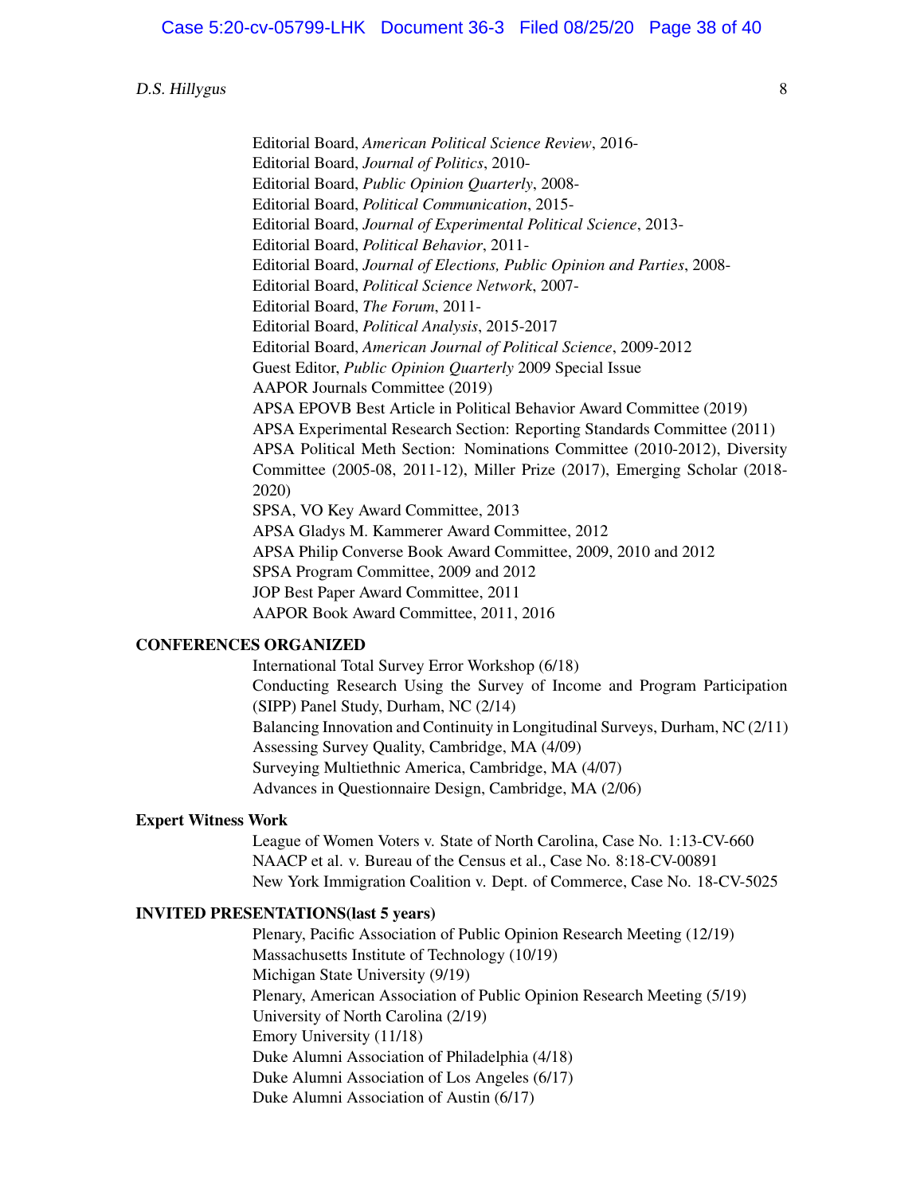Editorial Board, *American Political Science Review*, 2016-
Editorial Board, *Journal of Politics*, 2010-
Editorial Board, *Public Opinion Quarterly*, 2008-
Editorial Board, *Political Communication*, 2015-
Editorial Board, *Journal of Experimental Political Science*, 2013-
Editorial Board, *Political Behavior*, 2011-
Editorial Board, *Journal of Elections, Public Opinion and Parties*, 2008-
Editorial Board, *Political Science Network*, 2007-
Editorial Board, *The Forum*, 2011-
Editorial Board, *Political Analysis*, 2015-2017
Editorial Board, *American Journal of Political Science*, 2009-2012
Guest Editor, *Public Opinion Quarterly* 2009 Special Issue
AAPOR Journals Committee (2019)
APSA EPOVB Best Article in Political Behavior Award Committee (2019)
APSA Experimental Research Section: Reporting Standards Committee (2011)
APSA Political Meth Section: Nominations Committee (2010-2012), Diversity Committee (2005-08, 2011-12), Miller Prize (2017), Emerging Scholar (2018-2020)
SPSA, VO Key Award Committee, 2013
APSA Gladys M. Kammerer Award Committee, 2012
APSA Philip Converse Book Award Committee, 2009, 2010 and 2012
SPSA Program Committee, 2009 and 2012
JOP Best Paper Award Committee, 2011
AAPOR Book Award Committee, 2011, 2016

## CONFERENCES ORGANIZED

International Total Survey Error Workshop (6/18)
Conducting Research Using the Survey of Income and Program Participation (SIPP) Panel Study, Durham, NC (2/14)
Balancing Innovation and Continuity in Longitudinal Surveys, Durham, NC (2/11)
Assessing Survey Quality, Cambridge, MA (4/09)
Surveying Multiethnic America, Cambridge, MA (4/07)
Advances in Questionnaire Design, Cambridge, MA (2/06)

## Expert Witness Work

League of Women Voters v. State of North Carolina, Case No. 1:13-CV-660
NAACP et al. v. Bureau of the Census et al., Case No. 8:18-CV-00891
New York Immigration Coalition v. Dept. of Commerce, Case No. 18-CV-5025

## INVITED PRESENTATIONS(last 5 years)

Plenary, Pacific Association of Public Opinion Research Meeting (12/19)
Massachusetts Institute of Technology (10/19)
Michigan State University (9/19)
Plenary, American Association of Public Opinion Research Meeting (5/19)
University of North Carolina (2/19)
Emory University (11/18)
Duke Alumni Association of Philadelphia (4/18)
Duke Alumni Association of Los Angeles (6/17)
Duke Alumni Association of Austin (6/17)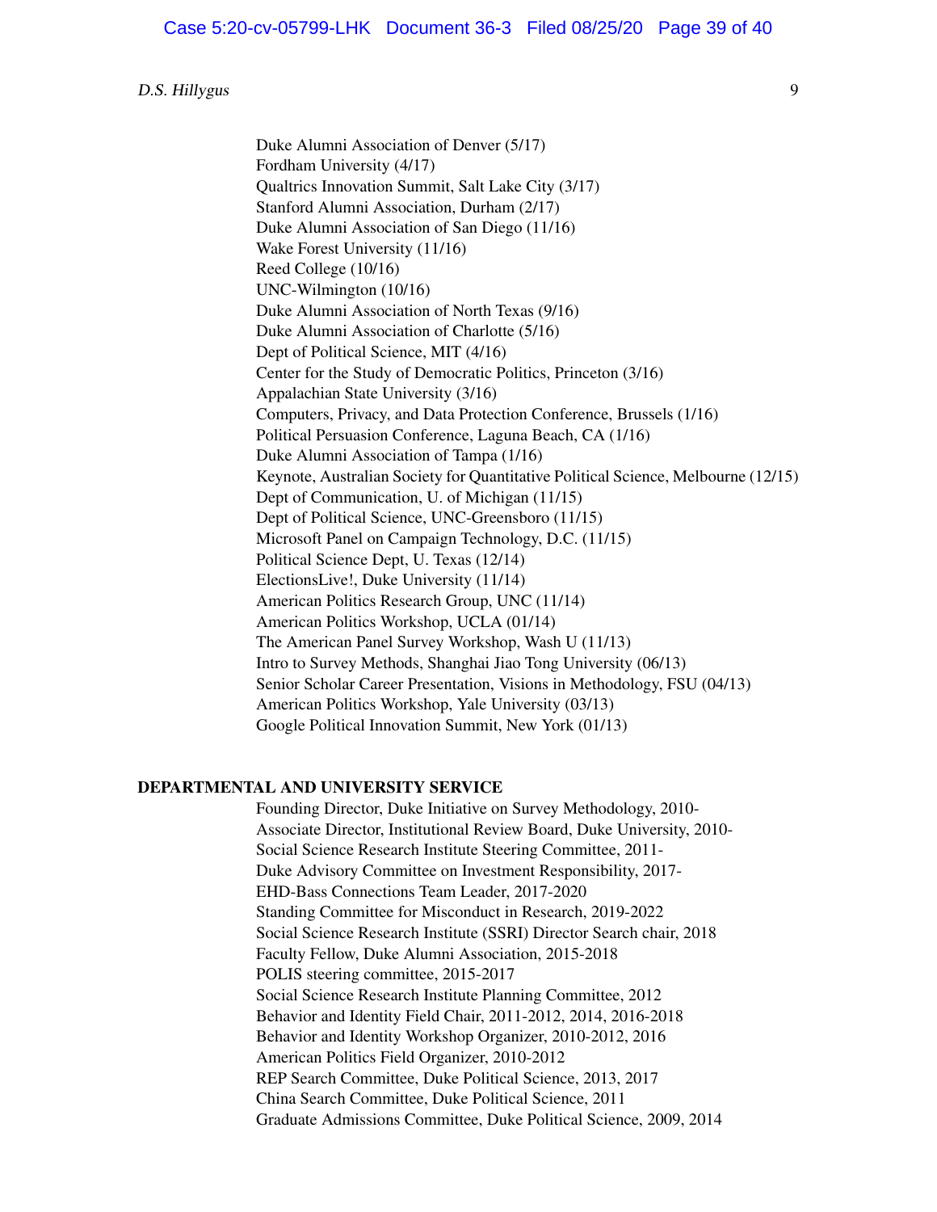Duke Alumni Association of Denver (5/17)
Fordham University (4/17)
Qualtrics Innovation Summit, Salt Lake City (3/17)
Stanford Alumni Association, Durham (2/17)
Duke Alumni Association of San Diego (11/16)
Wake Forest University (11/16)
Reed College (10/16)
UNC-Wilmington (10/16)
Duke Alumni Association of North Texas (9/16)
Duke Alumni Association of Charlotte (5/16)
Dept of Political Science, MIT (4/16)
Center for the Study of Democratic Politics, Princeton (3/16)
Appalachian State University (3/16)
Computers, Privacy, and Data Protection Conference, Brussels (1/16)
Political Persuasion Conference, Laguna Beach, CA (1/16)
Duke Alumni Association of Tampa (1/16)
Keynote, Australian Society for Quantitative Political Science, Melbourne (12/15)
Dept of Communication, U. of Michigan (11/15)
Dept of Political Science, UNC-Greensboro (11/15)
Microsoft Panel on Campaign Technology, D.C. (11/15)
Political Science Dept, U. Texas (12/14)
ElectionsLive!, Duke University (11/14)
American Politics Research Group, UNC (11/14)
American Politics Workshop, UCLA (01/14)
The American Panel Survey Workshop, Wash U (11/13)
Intro to Survey Methods, Shanghai Jiao Tong University (06/13)
Senior Scholar Career Presentation, Visions in Methodology, FSU (04/13)
American Politics Workshop, Yale University (03/13)
Google Political Innovation Summit, New York (01/13)

## DEPARTMENTAL AND UNIVERSITY SERVICE

Founding Director, Duke Initiative on Survey Methodology, 2010-
Associate Director, Institutional Review Board, Duke University, 2010-
Social Science Research Institute Steering Committee, 2011-
Duke Advisory Committee on Investment Responsibility, 2017-
EHD-Bass Connections Team Leader, 2017-2020
Standing Committee for Misconduct in Research, 2019-2022
Social Science Research Institute (SSRI) Director Search chair, 2018
Faculty Fellow, Duke Alumni Association, 2015-2018
POLIS steering committee, 2015-2017
Social Science Research Institute Planning Committee, 2012
Behavior and Identity Field Chair, 2011-2012, 2014, 2016-2018
Behavior and Identity Workshop Organizer, 2010-2012, 2016
American Politics Field Organizer, 2010-2012
REP Search Committee, Duke Political Science, 2013, 2017
China Search Committee, Duke Political Science, 2011
Graduate Admissions Committee, Duke Political Science, 2009, 2014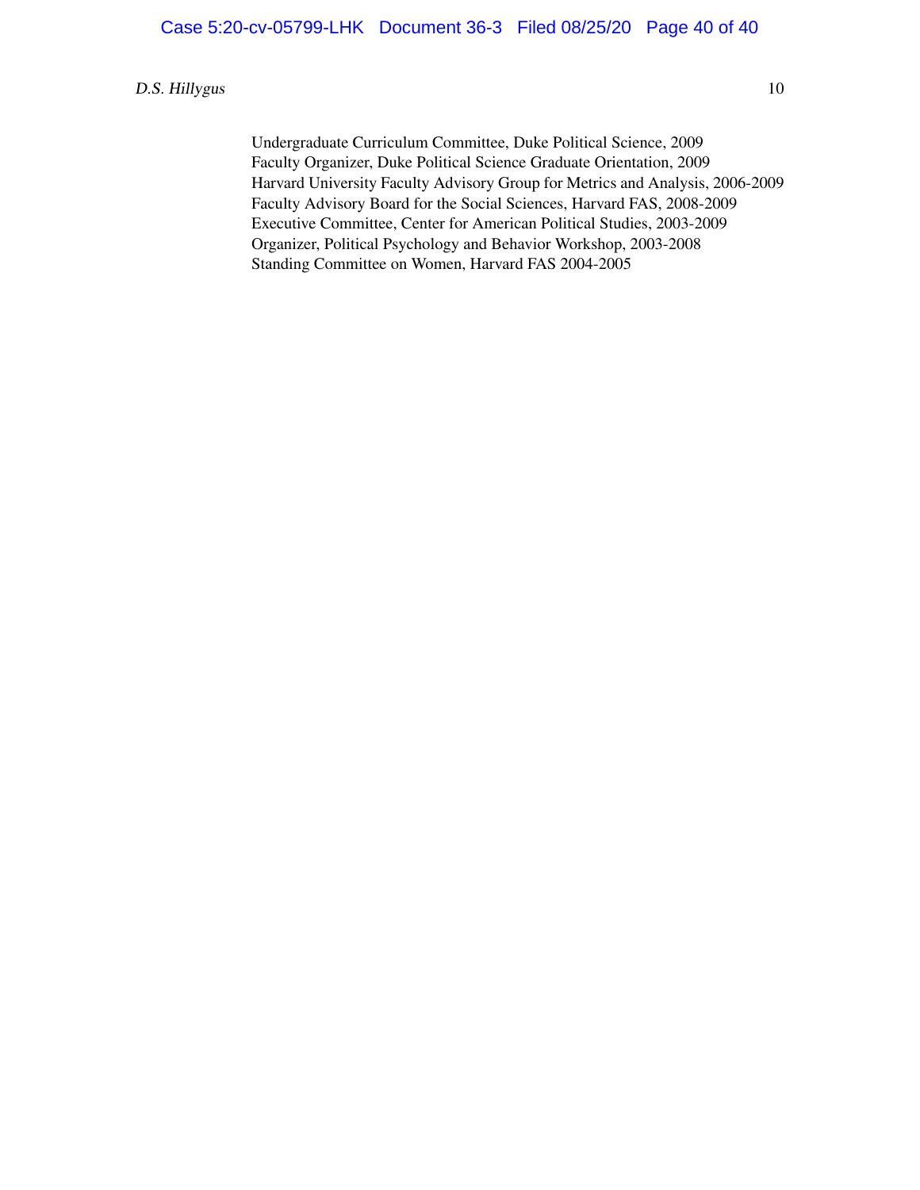Undergraduate Curriculum Committee, Duke Political Science, 2009
Faculty Organizer, Duke Political Science Graduate Orientation, 2009
Harvard University Faculty Advisory Group for Metrics and Analysis, 2006-2009
Faculty Advisory Board for the Social Sciences, Harvard FAS, 2008-2009
Executive Committee, Center for American Political Studies, 2003-2009
Organizer, Political Psychology and Behavior Workshop, 2003-2008
Standing Committee on Women, Harvard FAS 2004-2005